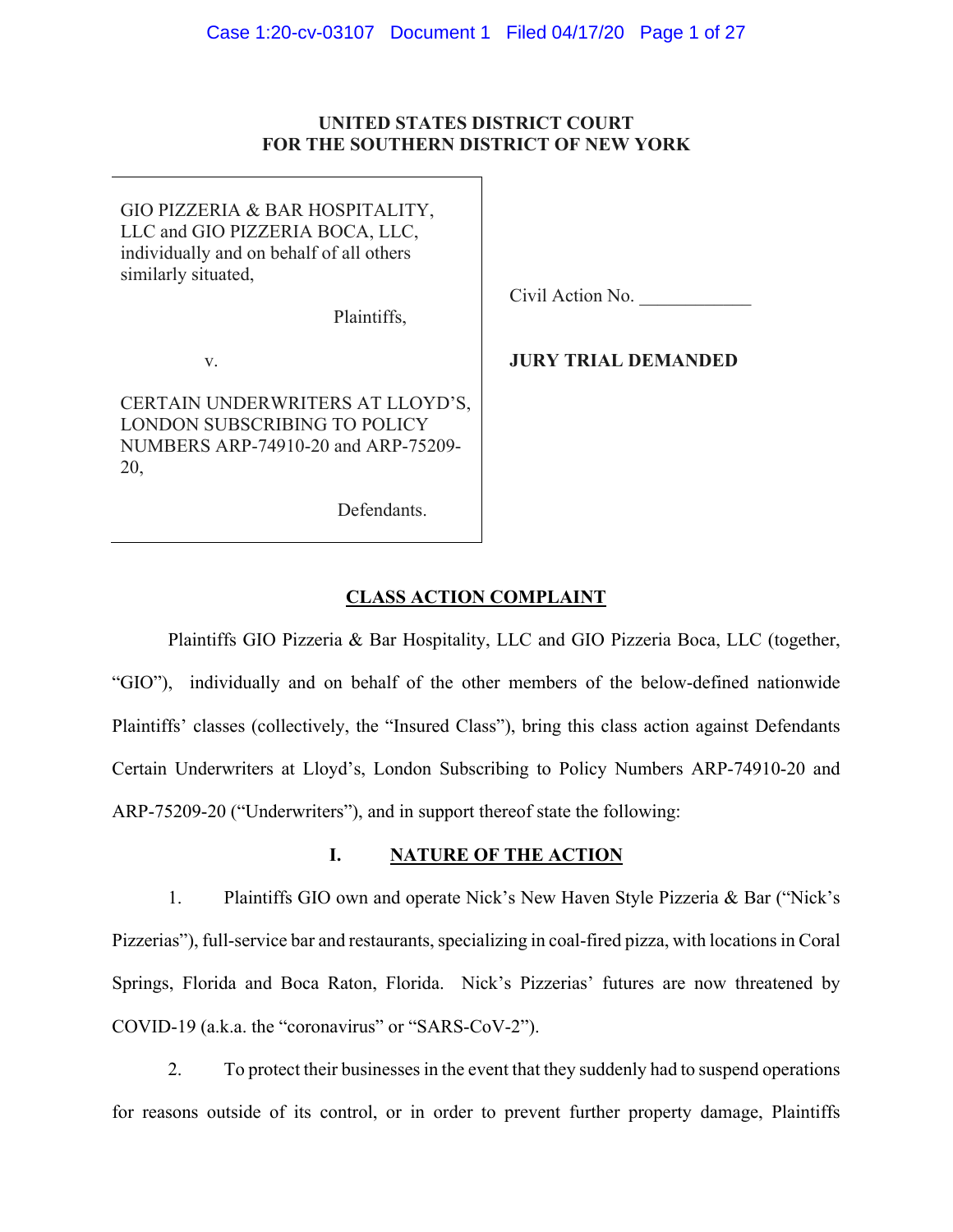**UNITED STATES DISTRICT COURT**
**FOR THE SOUTHERN DISTRICT OF NEW YORK**

| | |
|---|---|
| GIO PIZZERIA & BAR HOSPITALITY, LLC and GIO PIZZERIA BOCA, LLC, individually and on behalf of all others similarly situated,<br><br>Plaintiffs,<br><br>v.<br><br>CERTAIN UNDERWRITERS AT LLOYD'S, LONDON SUBSCRIBING TO POLICY NUMBERS ARP-74910-20 and ARP-75209-20,<br><br>Defendants. | Civil Action No. ____________<br><br>**JURY TRIAL DEMANDED** |

## CLASS ACTION COMPLAINT

Plaintiffs GIO Pizzeria & Bar Hospitality, LLC and GIO Pizzeria Boca, LLC (together, "GIO"), individually and on behalf of the other members of the below-defined nationwide Plaintiffs' classes (collectively, the "Insured Class"), bring this class action against Defendants Certain Underwriters at Lloyd's, London Subscribing to Policy Numbers ARP-74910-20 and ARP-75209-20 ("Underwriters"), and in support thereof state the following:

## I. NATURE OF THE ACTION

1. Plaintiffs GIO own and operate Nick's New Haven Style Pizzeria & Bar ("Nick's Pizzerias"), full-service bar and restaurants, specializing in coal-fired pizza, with locations in Coral Springs, Florida and Boca Raton, Florida. Nick's Pizzerias' futures are now threatened by COVID-19 (a.k.a. the "coronavirus" or "SARS-CoV-2").

2. To protect their businesses in the event that they suddenly had to suspend operations for reasons outside of its control, or in order to prevent further property damage, Plaintiffs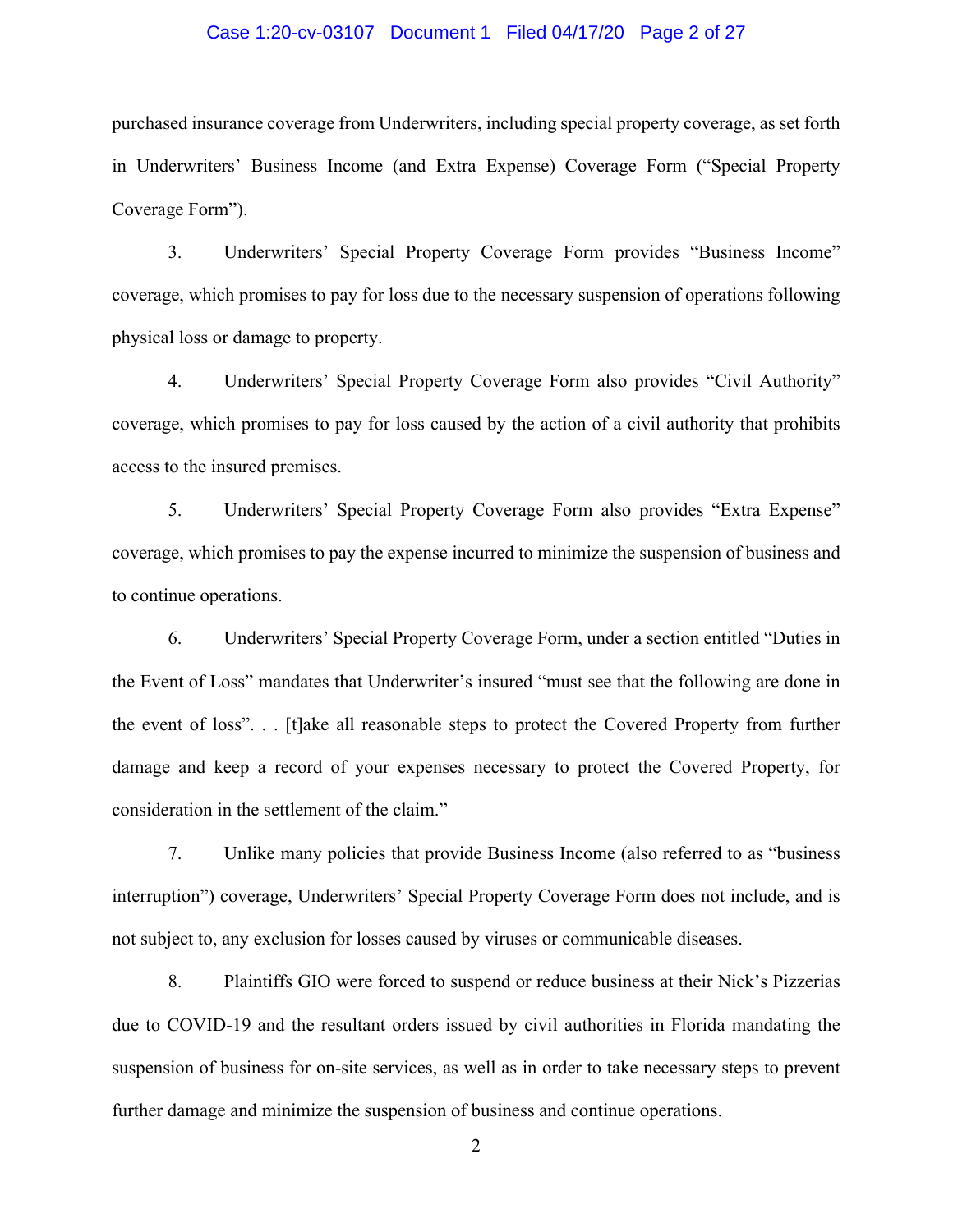purchased insurance coverage from Underwriters, including special property coverage, as set forth in Underwriters' Business Income (and Extra Expense) Coverage Form ("Special Property Coverage Form").

3. Underwriters' Special Property Coverage Form provides "Business Income" coverage, which promises to pay for loss due to the necessary suspension of operations following physical loss or damage to property.

4. Underwriters' Special Property Coverage Form also provides "Civil Authority" coverage, which promises to pay for loss caused by the action of a civil authority that prohibits access to the insured premises.

5. Underwriters' Special Property Coverage Form also provides "Extra Expense" coverage, which promises to pay the expense incurred to minimize the suspension of business and to continue operations.

6. Underwriters' Special Property Coverage Form, under a section entitled "Duties in the Event of Loss" mandates that Underwriter's insured "must see that the following are done in the event of loss". . . [t]ake all reasonable steps to protect the Covered Property from further damage and keep a record of your expenses necessary to protect the Covered Property, for consideration in the settlement of the claim."

7. Unlike many policies that provide Business Income (also referred to as "business interruption") coverage, Underwriters' Special Property Coverage Form does not include, and is not subject to, any exclusion for losses caused by viruses or communicable diseases.

8. Plaintiffs GIO were forced to suspend or reduce business at their Nick's Pizzerias due to COVID-19 and the resultant orders issued by civil authorities in Florida mandating the suspension of business for on-site services, as well as in order to take necessary steps to prevent further damage and minimize the suspension of business and continue operations.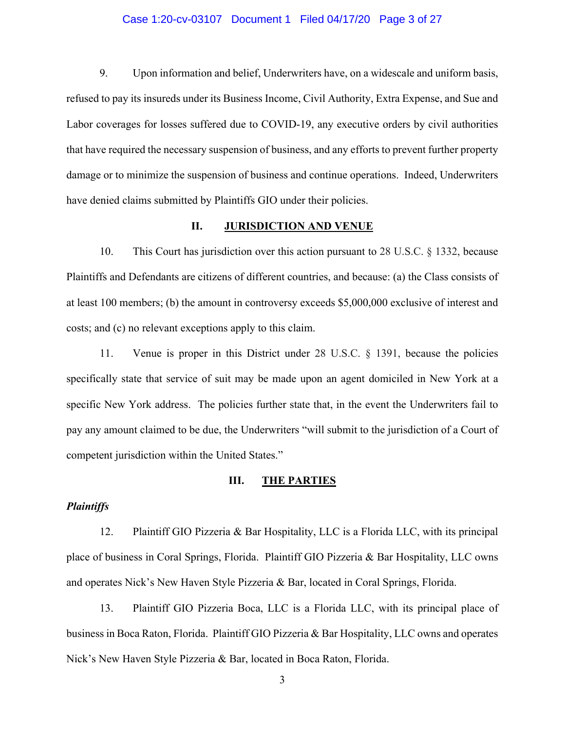9. Upon information and belief, Underwriters have, on a widescale and uniform basis, refused to pay its insureds under its Business Income, Civil Authority, Extra Expense, and Sue and Labor coverages for losses suffered due to COVID-19, any executive orders by civil authorities that have required the necessary suspension of business, and any efforts to prevent further property damage or to minimize the suspension of business and continue operations. Indeed, Underwriters have denied claims submitted by Plaintiffs GIO under their policies.

## II. JURISDICTION AND VENUE

10. This Court has jurisdiction over this action pursuant to 28 U.S.C. § 1332, because Plaintiffs and Defendants are citizens of different countries, and because: (a) the Class consists of at least 100 members; (b) the amount in controversy exceeds $5,000,000 exclusive of interest and costs; and (c) no relevant exceptions apply to this claim.

11. Venue is proper in this District under 28 U.S.C. § 1391, because the policies specifically state that service of suit may be made upon an agent domiciled in New York at a specific New York address. The policies further state that, in the event the Underwriters fail to pay any amount claimed to be due, the Underwriters "will submit to the jurisdiction of a Court of competent jurisdiction within the United States."

## III. THE PARTIES

***Plaintiffs***

12. Plaintiff GIO Pizzeria & Bar Hospitality, LLC is a Florida LLC, with its principal place of business in Coral Springs, Florida. Plaintiff GIO Pizzeria & Bar Hospitality, LLC owns and operates Nick's New Haven Style Pizzeria & Bar, located in Coral Springs, Florida.

13. Plaintiff GIO Pizzeria Boca, LLC is a Florida LLC, with its principal place of business in Boca Raton, Florida. Plaintiff GIO Pizzeria & Bar Hospitality, LLC owns and operates Nick's New Haven Style Pizzeria & Bar, located in Boca Raton, Florida.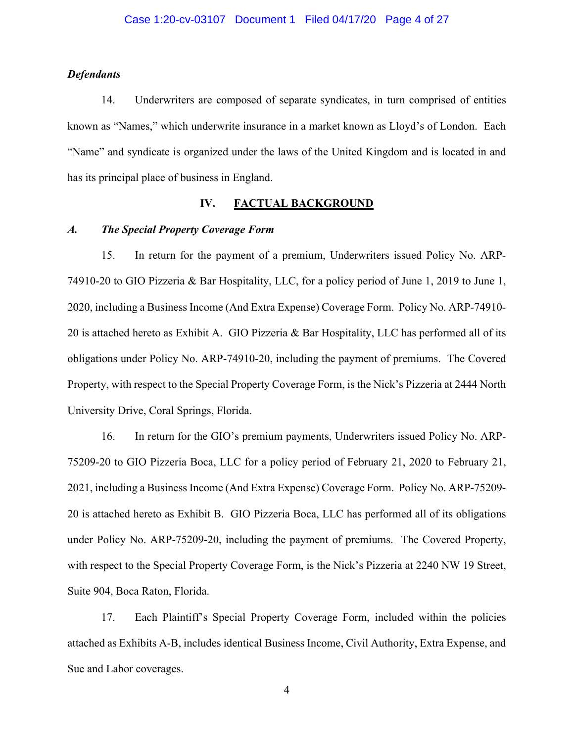***Defendants***

14. Underwriters are composed of separate syndicates, in turn comprised of entities known as "Names," which underwrite insurance in a market known as Lloyd's of London. Each "Name" and syndicate is organized under the laws of the United Kingdom and is located in and has its principal place of business in England.

## IV. FACTUAL BACKGROUND

### *A. The Special Property Coverage Form*

15. In return for the payment of a premium, Underwriters issued Policy No. ARP-74910-20 to GIO Pizzeria & Bar Hospitality, LLC, for a policy period of June 1, 2019 to June 1, 2020, including a Business Income (And Extra Expense) Coverage Form. Policy No. ARP-74910-20 is attached hereto as Exhibit A. GIO Pizzeria & Bar Hospitality, LLC has performed all of its obligations under Policy No. ARP-74910-20, including the payment of premiums. The Covered Property, with respect to the Special Property Coverage Form, is the Nick's Pizzeria at 2444 North University Drive, Coral Springs, Florida.

16. In return for the GIO's premium payments, Underwriters issued Policy No. ARP-75209-20 to GIO Pizzeria Boca, LLC for a policy period of February 21, 2020 to February 21, 2021, including a Business Income (And Extra Expense) Coverage Form. Policy No. ARP-75209-20 is attached hereto as Exhibit B. GIO Pizzeria Boca, LLC has performed all of its obligations under Policy No. ARP-75209-20, including the payment of premiums. The Covered Property, with respect to the Special Property Coverage Form, is the Nick's Pizzeria at 2240 NW 19 Street, Suite 904, Boca Raton, Florida.

17. Each Plaintiff's Special Property Coverage Form, included within the policies attached as Exhibits A-B, includes identical Business Income, Civil Authority, Extra Expense, and Sue and Labor coverages.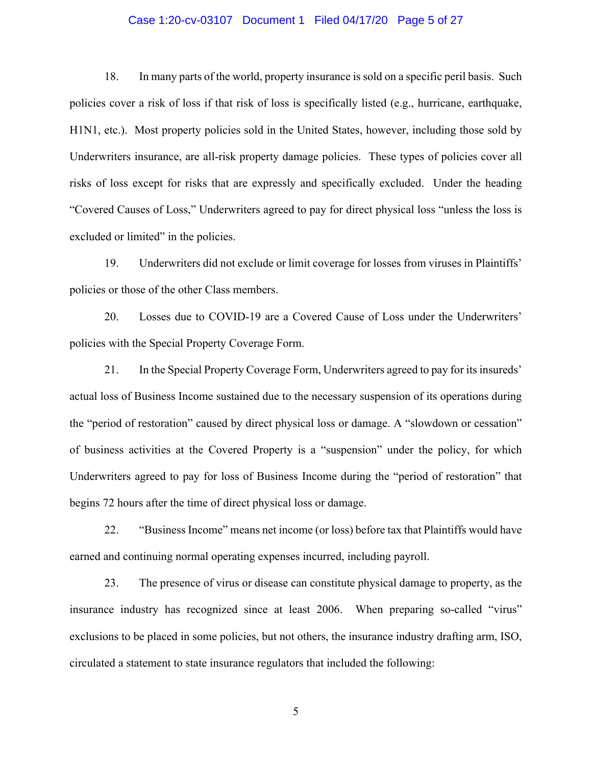18. In many parts of the world, property insurance is sold on a specific peril basis. Such policies cover a risk of loss if that risk of loss is specifically listed (e.g., hurricane, earthquake, H1N1, etc.). Most property policies sold in the United States, however, including those sold by Underwriters insurance, are all-risk property damage policies. These types of policies cover all risks of loss except for risks that are expressly and specifically excluded. Under the heading "Covered Causes of Loss," Underwriters agreed to pay for direct physical loss "unless the loss is excluded or limited" in the policies.

19. Underwriters did not exclude or limit coverage for losses from viruses in Plaintiffs' policies or those of the other Class members.

20. Losses due to COVID-19 are a Covered Cause of Loss under the Underwriters' policies with the Special Property Coverage Form.

21. In the Special Property Coverage Form, Underwriters agreed to pay for its insureds' actual loss of Business Income sustained due to the necessary suspension of its operations during the "period of restoration" caused by direct physical loss or damage. A "slowdown or cessation" of business activities at the Covered Property is a "suspension" under the policy, for which Underwriters agreed to pay for loss of Business Income during the "period of restoration" that begins 72 hours after the time of direct physical loss or damage.

22. "Business Income" means net income (or loss) before tax that Plaintiffs would have earned and continuing normal operating expenses incurred, including payroll.

23. The presence of virus or disease can constitute physical damage to property, as the insurance industry has recognized since at least 2006. When preparing so-called "virus" exclusions to be placed in some policies, but not others, the insurance industry drafting arm, ISO, circulated a statement to state insurance regulators that included the following: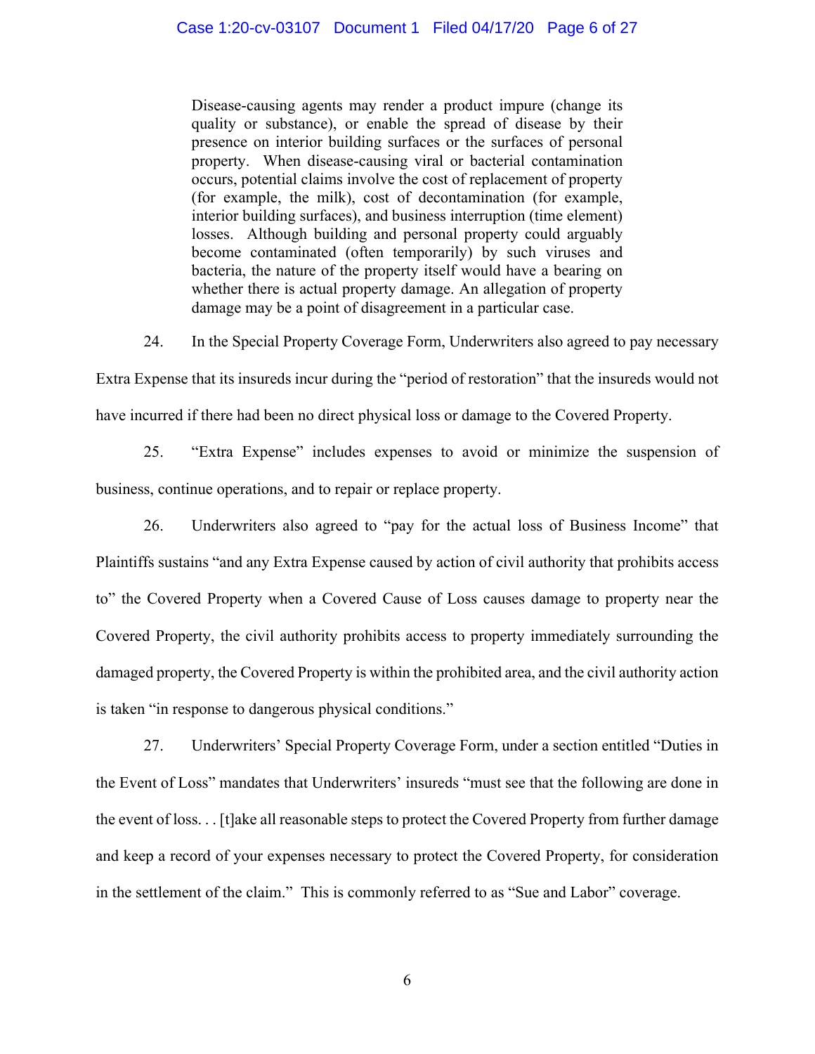> Disease-causing agents may render a product impure (change its quality or substance), or enable the spread of disease by their presence on interior building surfaces or the surfaces of personal property. When disease-causing viral or bacterial contamination occurs, potential claims involve the cost of replacement of property (for example, the milk), cost of decontamination (for example, interior building surfaces), and business interruption (time element) losses. Although building and personal property could arguably become contaminated (often temporarily) by such viruses and bacteria, the nature of the property itself would have a bearing on whether there is actual property damage. An allegation of property damage may be a point of disagreement in a particular case.

24. In the Special Property Coverage Form, Underwriters also agreed to pay necessary Extra Expense that its insureds incur during the "period of restoration" that the insureds would not have incurred if there had been no direct physical loss or damage to the Covered Property.

25. "Extra Expense" includes expenses to avoid or minimize the suspension of business, continue operations, and to repair or replace property.

26. Underwriters also agreed to "pay for the actual loss of Business Income" that Plaintiffs sustains "and any Extra Expense caused by action of civil authority that prohibits access to" the Covered Property when a Covered Cause of Loss causes damage to property near the Covered Property, the civil authority prohibits access to property immediately surrounding the damaged property, the Covered Property is within the prohibited area, and the civil authority action is taken "in response to dangerous physical conditions."

27. Underwriters' Special Property Coverage Form, under a section entitled "Duties in the Event of Loss" mandates that Underwriters' insureds "must see that the following are done in the event of loss. . . [t]ake all reasonable steps to protect the Covered Property from further damage and keep a record of your expenses necessary to protect the Covered Property, for consideration in the settlement of the claim." This is commonly referred to as "Sue and Labor" coverage.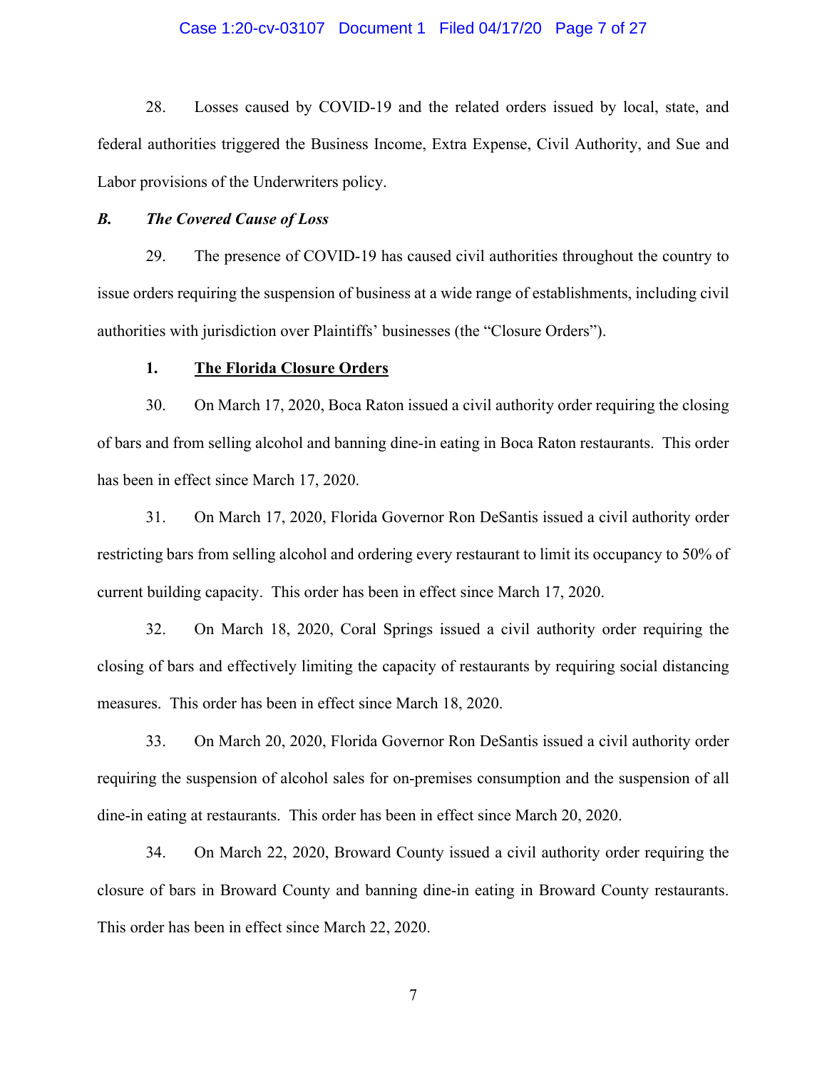28. Losses caused by COVID-19 and the related orders issued by local, state, and federal authorities triggered the Business Income, Extra Expense, Civil Authority, and Sue and Labor provisions of the Underwriters policy.

### *B. The Covered Cause of Loss*

29. The presence of COVID-19 has caused civil authorities throughout the country to issue orders requiring the suspension of business at a wide range of establishments, including civil authorities with jurisdiction over Plaintiffs' businesses (the "Closure Orders").

#### 1. <u>The Florida Closure Orders</u>

30. On March 17, 2020, Boca Raton issued a civil authority order requiring the closing of bars and from selling alcohol and banning dine-in eating in Boca Raton restaurants. This order has been in effect since March 17, 2020.

31. On March 17, 2020, Florida Governor Ron DeSantis issued a civil authority order restricting bars from selling alcohol and ordering every restaurant to limit its occupancy to 50% of current building capacity. This order has been in effect since March 17, 2020.

32. On March 18, 2020, Coral Springs issued a civil authority order requiring the closing of bars and effectively limiting the capacity of restaurants by requiring social distancing measures. This order has been in effect since March 18, 2020.

33. On March 20, 2020, Florida Governor Ron DeSantis issued a civil authority order requiring the suspension of alcohol sales for on-premises consumption and the suspension of all dine-in eating at restaurants. This order has been in effect since March 20, 2020.

34. On March 22, 2020, Broward County issued a civil authority order requiring the closure of bars in Broward County and banning dine-in eating in Broward County restaurants. This order has been in effect since March 22, 2020.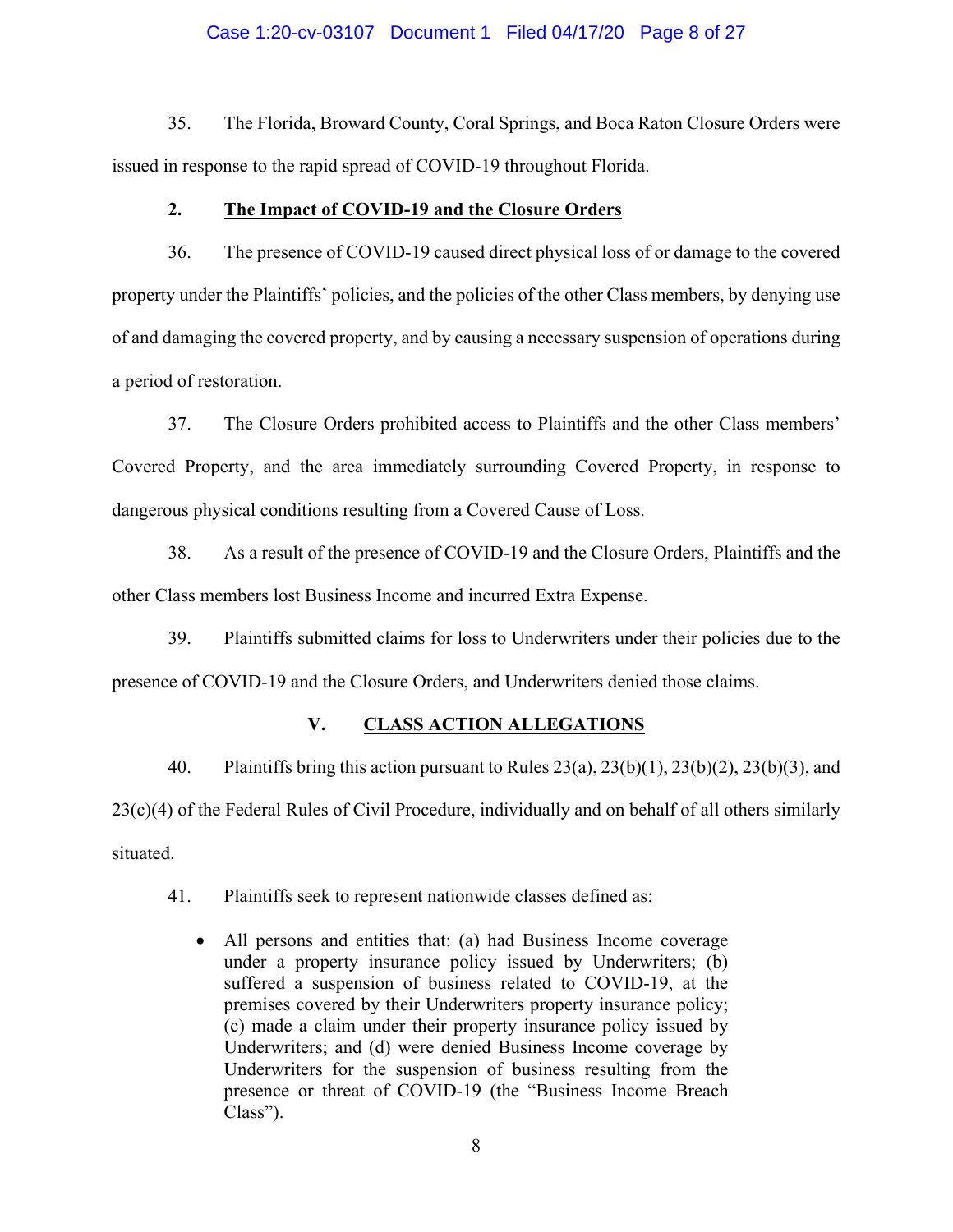35. The Florida, Broward County, Coral Springs, and Boca Raton Closure Orders were issued in response to the rapid spread of COVID-19 throughout Florida.

### 2. <u>The Impact of COVID-19 and the Closure Orders</u>

36. The presence of COVID-19 caused direct physical loss of or damage to the covered property under the Plaintiffs' policies, and the policies of the other Class members, by denying use of and damaging the covered property, and by causing a necessary suspension of operations during a period of restoration.

37. The Closure Orders prohibited access to Plaintiffs and the other Class members' Covered Property, and the area immediately surrounding Covered Property, in response to dangerous physical conditions resulting from a Covered Cause of Loss.

38. As a result of the presence of COVID-19 and the Closure Orders, Plaintiffs and the other Class members lost Business Income and incurred Extra Expense.

39. Plaintiffs submitted claims for loss to Underwriters under their policies due to the presence of COVID-19 and the Closure Orders, and Underwriters denied those claims.

## V. <u>CLASS ACTION ALLEGATIONS</u>

40. Plaintiffs bring this action pursuant to Rules 23(a), 23(b)(1), 23(b)(2), 23(b)(3), and 23(c)(4) of the Federal Rules of Civil Procedure, individually and on behalf of all others similarly situated.

41. Plaintiffs seek to represent nationwide classes defined as:

- All persons and entities that: (a) had Business Income coverage under a property insurance policy issued by Underwriters; (b) suffered a suspension of business related to COVID-19, at the premises covered by their Underwriters property insurance policy; (c) made a claim under their property insurance policy issued by Underwriters; and (d) were denied Business Income coverage by Underwriters for the suspension of business resulting from the presence or threat of COVID-19 (the "Business Income Breach Class").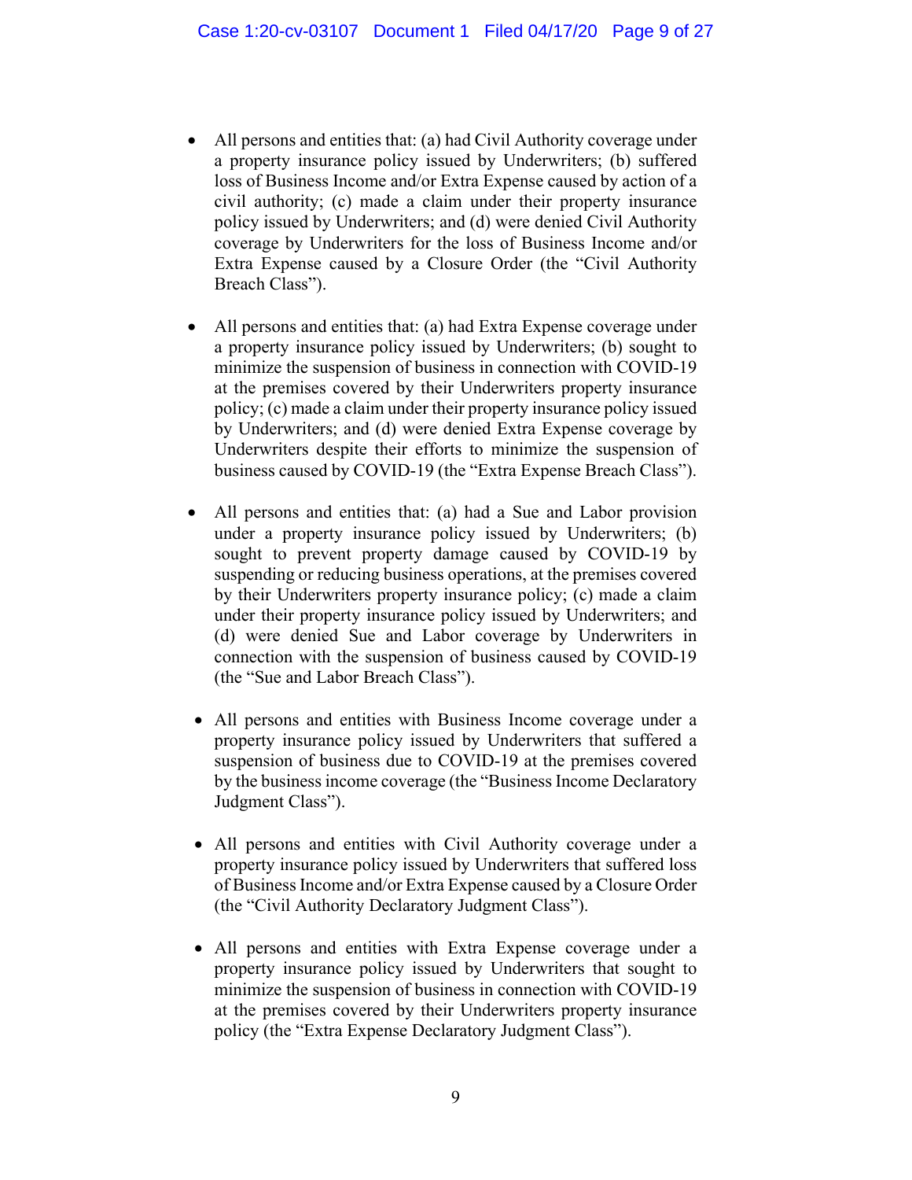- All persons and entities that: (a) had Civil Authority coverage under a property insurance policy issued by Underwriters; (b) suffered loss of Business Income and/or Extra Expense caused by action of a civil authority; (c) made a claim under their property insurance policy issued by Underwriters; and (d) were denied Civil Authority coverage by Underwriters for the loss of Business Income and/or Extra Expense caused by a Closure Order (the "Civil Authority Breach Class").

- All persons and entities that: (a) had Extra Expense coverage under a property insurance policy issued by Underwriters; (b) sought to minimize the suspension of business in connection with COVID-19 at the premises covered by their Underwriters property insurance policy; (c) made a claim under their property insurance policy issued by Underwriters; and (d) were denied Extra Expense coverage by Underwriters despite their efforts to minimize the suspension of business caused by COVID-19 (the "Extra Expense Breach Class").

- All persons and entities that: (a) had a Sue and Labor provision under a property insurance policy issued by Underwriters; (b) sought to prevent property damage caused by COVID-19 by suspending or reducing business operations, at the premises covered by their Underwriters property insurance policy; (c) made a claim under their property insurance policy issued by Underwriters; and (d) were denied Sue and Labor coverage by Underwriters in connection with the suspension of business caused by COVID-19 (the "Sue and Labor Breach Class").

- All persons and entities with Business Income coverage under a property insurance policy issued by Underwriters that suffered a suspension of business due to COVID-19 at the premises covered by the business income coverage (the "Business Income Declaratory Judgment Class").

- All persons and entities with Civil Authority coverage under a property insurance policy issued by Underwriters that suffered loss of Business Income and/or Extra Expense caused by a Closure Order (the "Civil Authority Declaratory Judgment Class").

- All persons and entities with Extra Expense coverage under a property insurance policy issued by Underwriters that sought to minimize the suspension of business in connection with COVID-19 at the premises covered by their Underwriters property insurance policy (the "Extra Expense Declaratory Judgment Class").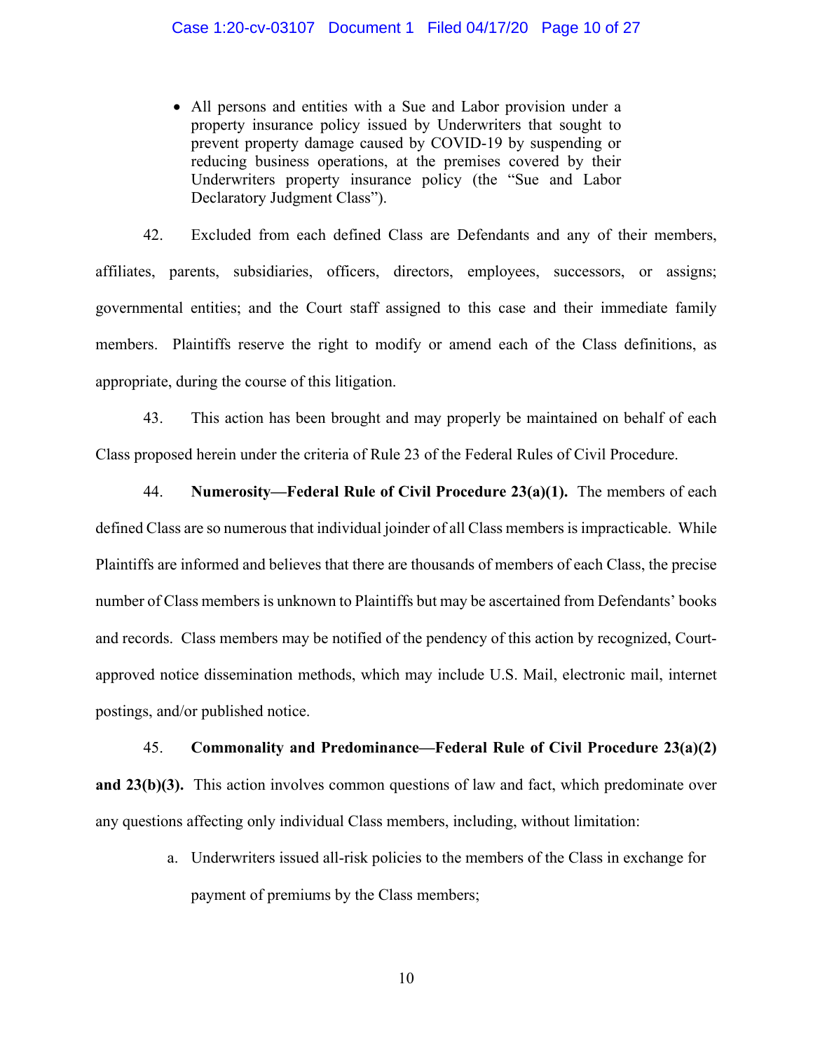- All persons and entities with a Sue and Labor provision under a property insurance policy issued by Underwriters that sought to prevent property damage caused by COVID-19 by suspending or reducing business operations, at the premises covered by their Underwriters property insurance policy (the "Sue and Labor Declaratory Judgment Class").

42. Excluded from each defined Class are Defendants and any of their members, affiliates, parents, subsidiaries, officers, directors, employees, successors, or assigns; governmental entities; and the Court staff assigned to this case and their immediate family members. Plaintiffs reserve the right to modify or amend each of the Class definitions, as appropriate, during the course of this litigation.

43. This action has been brought and may properly be maintained on behalf of each Class proposed herein under the criteria of Rule 23 of the Federal Rules of Civil Procedure.

44. **Numerosity—Federal Rule of Civil Procedure 23(a)(1).** The members of each defined Class are so numerous that individual joinder of all Class members is impracticable. While Plaintiffs are informed and believes that there are thousands of members of each Class, the precise number of Class members is unknown to Plaintiffs but may be ascertained from Defendants' books and records. Class members may be notified of the pendency of this action by recognized, Court-approved notice dissemination methods, which may include U.S. Mail, electronic mail, internet postings, and/or published notice.

45. **Commonality and Predominance—Federal Rule of Civil Procedure 23(a)(2) and 23(b)(3).** This action involves common questions of law and fact, which predominate over any questions affecting only individual Class members, including, without limitation:

a. Underwriters issued all-risk policies to the members of the Class in exchange for payment of premiums by the Class members;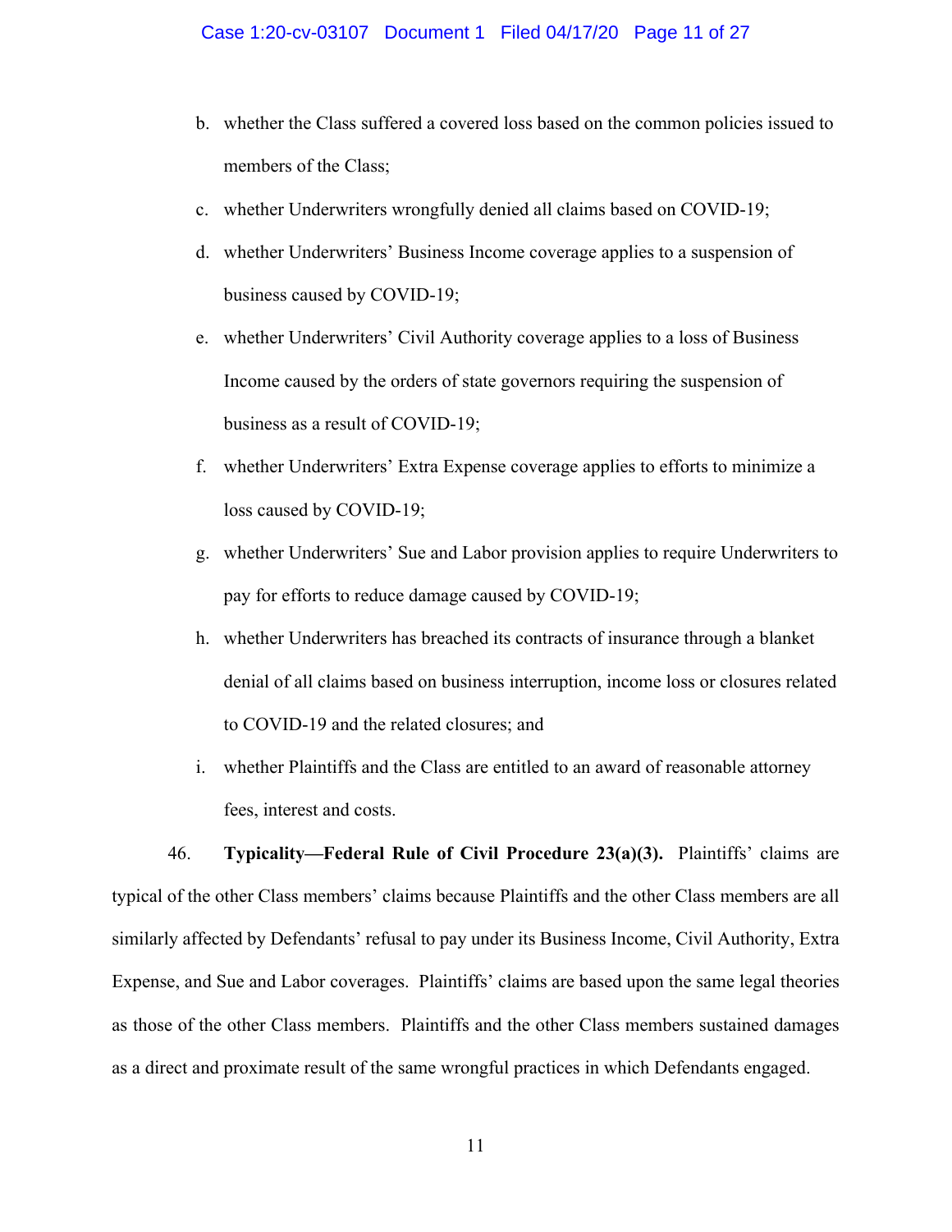b. whether the Class suffered a covered loss based on the common policies issued to members of the Class;

c. whether Underwriters wrongfully denied all claims based on COVID-19;

d. whether Underwriters' Business Income coverage applies to a suspension of business caused by COVID-19;

e. whether Underwriters' Civil Authority coverage applies to a loss of Business Income caused by the orders of state governors requiring the suspension of business as a result of COVID-19;

f. whether Underwriters' Extra Expense coverage applies to efforts to minimize a loss caused by COVID-19;

g. whether Underwriters' Sue and Labor provision applies to require Underwriters to pay for efforts to reduce damage caused by COVID-19;

h. whether Underwriters has breached its contracts of insurance through a blanket denial of all claims based on business interruption, income loss or closures related to COVID-19 and the related closures; and

i. whether Plaintiffs and the Class are entitled to an award of reasonable attorney fees, interest and costs.

46. **Typicality—Federal Rule of Civil Procedure 23(a)(3).** Plaintiffs' claims are typical of the other Class members' claims because Plaintiffs and the other Class members are all similarly affected by Defendants' refusal to pay under its Business Income, Civil Authority, Extra Expense, and Sue and Labor coverages. Plaintiffs' claims are based upon the same legal theories as those of the other Class members. Plaintiffs and the other Class members sustained damages as a direct and proximate result of the same wrongful practices in which Defendants engaged.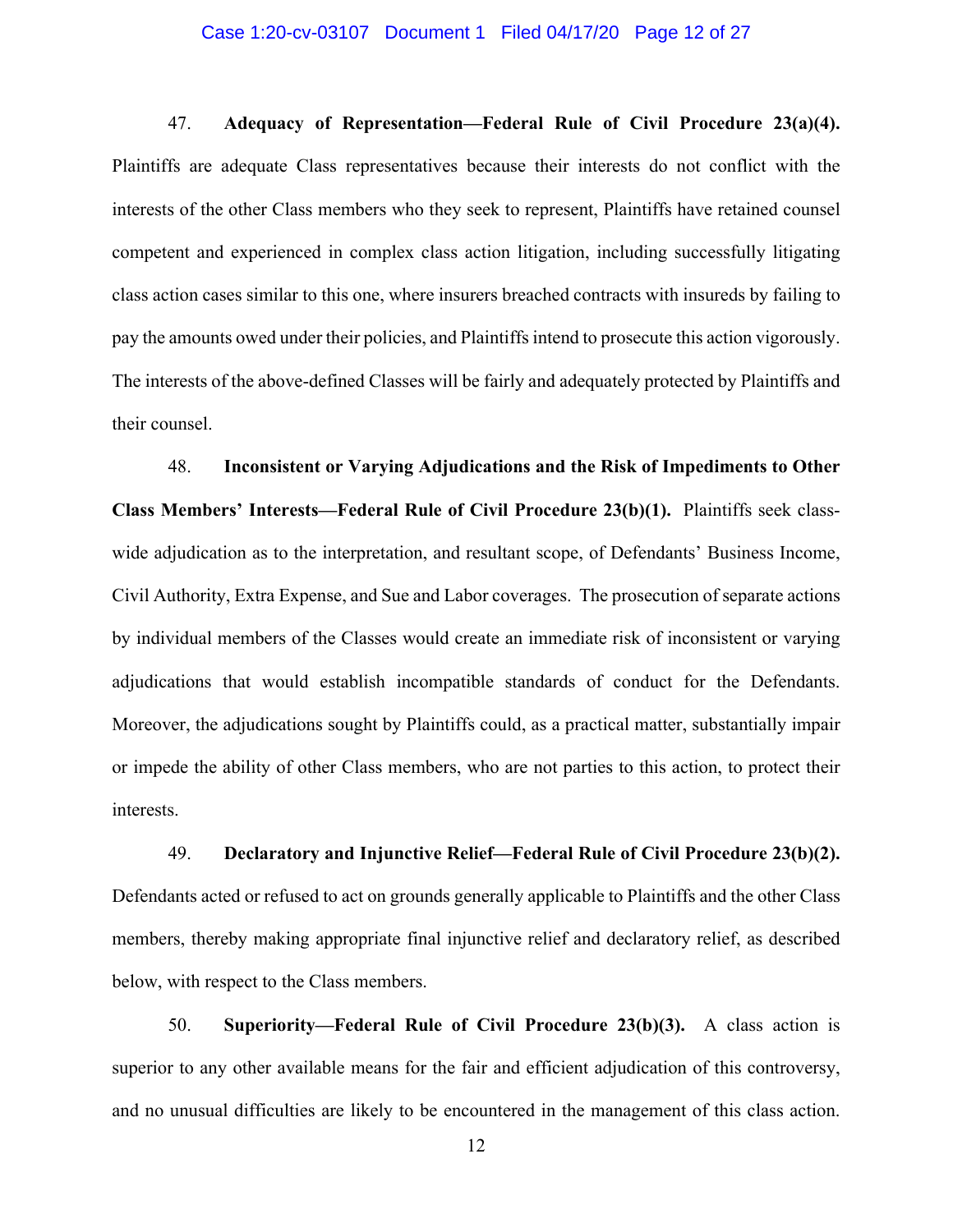47. **Adequacy of Representation—Federal Rule of Civil Procedure 23(a)(4).** Plaintiffs are adequate Class representatives because their interests do not conflict with the interests of the other Class members who they seek to represent, Plaintiffs have retained counsel competent and experienced in complex class action litigation, including successfully litigating class action cases similar to this one, where insurers breached contracts with insureds by failing to pay the amounts owed under their policies, and Plaintiffs intend to prosecute this action vigorously. The interests of the above-defined Classes will be fairly and adequately protected by Plaintiffs and their counsel.

48. **Inconsistent or Varying Adjudications and the Risk of Impediments to Other Class Members' Interests—Federal Rule of Civil Procedure 23(b)(1).** Plaintiffs seek class-wide adjudication as to the interpretation, and resultant scope, of Defendants' Business Income, Civil Authority, Extra Expense, and Sue and Labor coverages. The prosecution of separate actions by individual members of the Classes would create an immediate risk of inconsistent or varying adjudications that would establish incompatible standards of conduct for the Defendants. Moreover, the adjudications sought by Plaintiffs could, as a practical matter, substantially impair or impede the ability of other Class members, who are not parties to this action, to protect their interests.

49. **Declaratory and Injunctive Relief—Federal Rule of Civil Procedure 23(b)(2).** Defendants acted or refused to act on grounds generally applicable to Plaintiffs and the other Class members, thereby making appropriate final injunctive relief and declaratory relief, as described below, with respect to the Class members.

50. **Superiority—Federal Rule of Civil Procedure 23(b)(3).** A class action is superior to any other available means for the fair and efficient adjudication of this controversy, and no unusual difficulties are likely to be encountered in the management of this class action.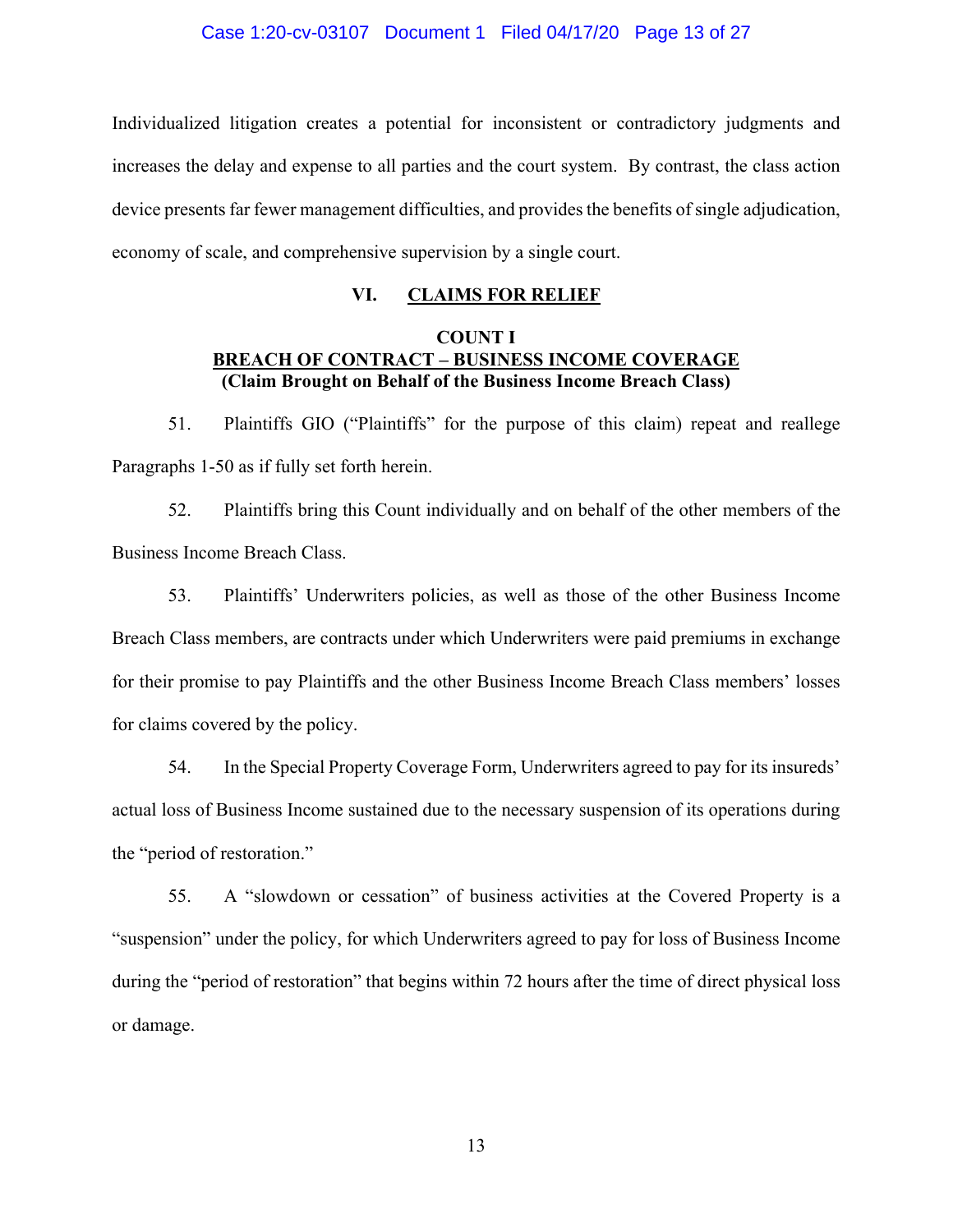Individualized litigation creates a potential for inconsistent or contradictory judgments and increases the delay and expense to all parties and the court system. By contrast, the class action device presents far fewer management difficulties, and provides the benefits of single adjudication, economy of scale, and comprehensive supervision by a single court.

## VI. CLAIMS FOR RELIEF

### COUNT I
### BREACH OF CONTRACT – BUSINESS INCOME COVERAGE
**(Claim Brought on Behalf of the Business Income Breach Class)**

51. Plaintiffs GIO ("Plaintiffs" for the purpose of this claim) repeat and reallege Paragraphs 1-50 as if fully set forth herein.

52. Plaintiffs bring this Count individually and on behalf of the other members of the Business Income Breach Class.

53. Plaintiffs' Underwriters policies, as well as those of the other Business Income Breach Class members, are contracts under which Underwriters were paid premiums in exchange for their promise to pay Plaintiffs and the other Business Income Breach Class members' losses for claims covered by the policy.

54. In the Special Property Coverage Form, Underwriters agreed to pay for its insureds' actual loss of Business Income sustained due to the necessary suspension of its operations during the "period of restoration."

55. A "slowdown or cessation" of business activities at the Covered Property is a "suspension" under the policy, for which Underwriters agreed to pay for loss of Business Income during the "period of restoration" that begins within 72 hours after the time of direct physical loss or damage.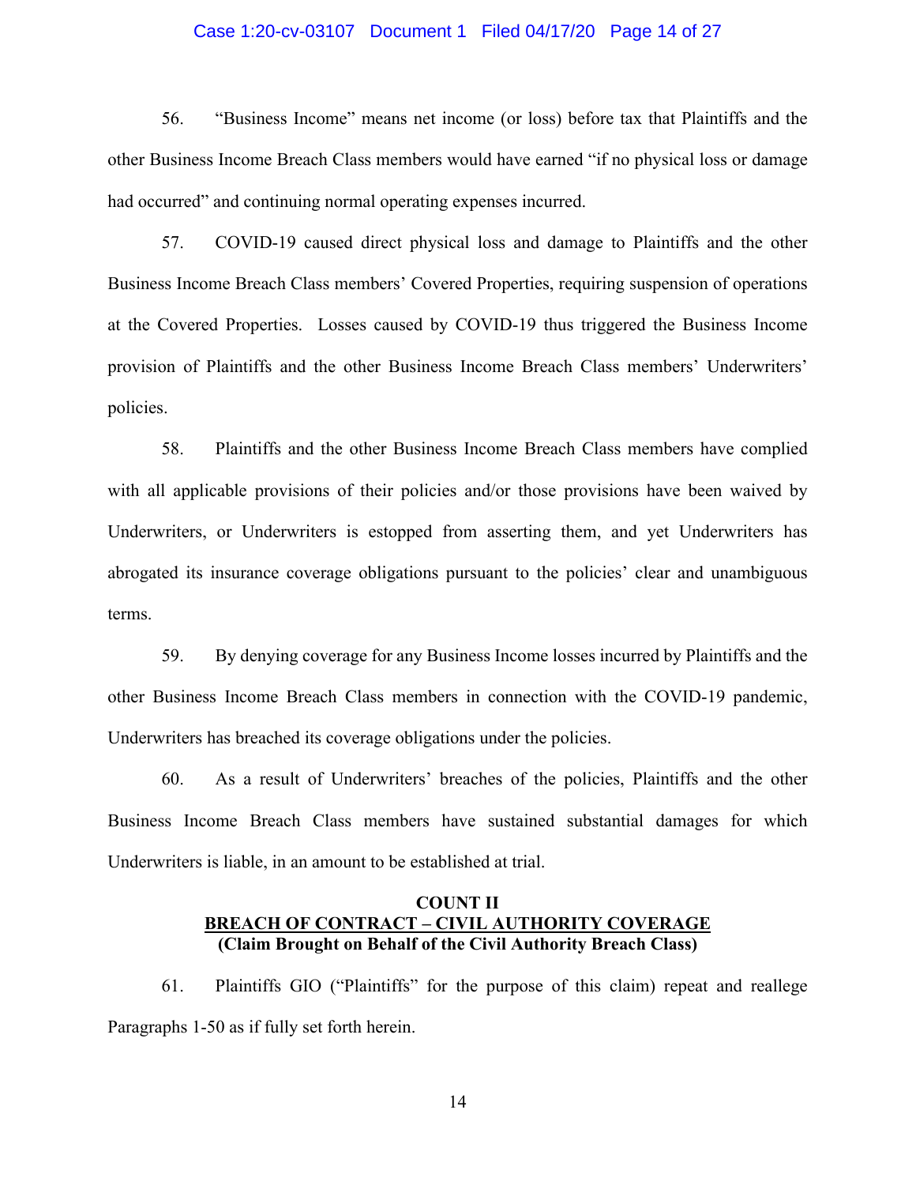56. "Business Income" means net income (or loss) before tax that Plaintiffs and the other Business Income Breach Class members would have earned "if no physical loss or damage had occurred" and continuing normal operating expenses incurred.

57. COVID-19 caused direct physical loss and damage to Plaintiffs and the other Business Income Breach Class members' Covered Properties, requiring suspension of operations at the Covered Properties. Losses caused by COVID-19 thus triggered the Business Income provision of Plaintiffs and the other Business Income Breach Class members' Underwriters' policies.

58. Plaintiffs and the other Business Income Breach Class members have complied with all applicable provisions of their policies and/or those provisions have been waived by Underwriters, or Underwriters is estopped from asserting them, and yet Underwriters has abrogated its insurance coverage obligations pursuant to the policies' clear and unambiguous terms.

59. By denying coverage for any Business Income losses incurred by Plaintiffs and the other Business Income Breach Class members in connection with the COVID-19 pandemic, Underwriters has breached its coverage obligations under the policies.

60. As a result of Underwriters' breaches of the policies, Plaintiffs and the other Business Income Breach Class members have sustained substantial damages for which Underwriters is liable, in an amount to be established at trial.

**COUNT II**
**<u>BREACH OF CONTRACT – CIVIL AUTHORITY COVERAGE</u>**
**(Claim Brought on Behalf of the Civil Authority Breach Class)**

61. Plaintiffs GIO ("Plaintiffs" for the purpose of this claim) repeat and reallege Paragraphs 1-50 as if fully set forth herein.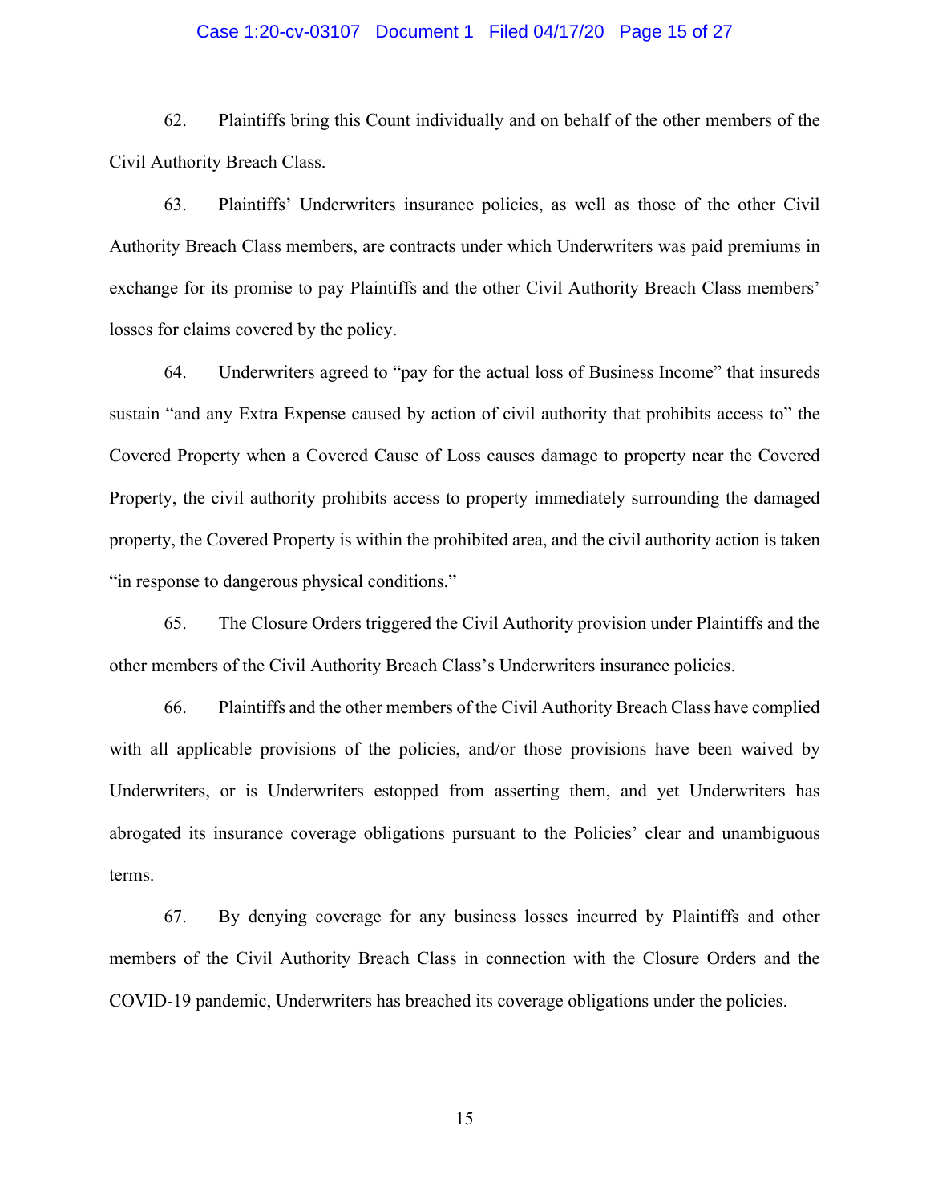62. Plaintiffs bring this Count individually and on behalf of the other members of the Civil Authority Breach Class.

63. Plaintiffs' Underwriters insurance policies, as well as those of the other Civil Authority Breach Class members, are contracts under which Underwriters was paid premiums in exchange for its promise to pay Plaintiffs and the other Civil Authority Breach Class members' losses for claims covered by the policy.

64. Underwriters agreed to "pay for the actual loss of Business Income" that insureds sustain "and any Extra Expense caused by action of civil authority that prohibits access to" the Covered Property when a Covered Cause of Loss causes damage to property near the Covered Property, the civil authority prohibits access to property immediately surrounding the damaged property, the Covered Property is within the prohibited area, and the civil authority action is taken "in response to dangerous physical conditions."

65. The Closure Orders triggered the Civil Authority provision under Plaintiffs and the other members of the Civil Authority Breach Class's Underwriters insurance policies.

66. Plaintiffs and the other members of the Civil Authority Breach Class have complied with all applicable provisions of the policies, and/or those provisions have been waived by Underwriters, or is Underwriters estopped from asserting them, and yet Underwriters has abrogated its insurance coverage obligations pursuant to the Policies' clear and unambiguous terms.

67. By denying coverage for any business losses incurred by Plaintiffs and other members of the Civil Authority Breach Class in connection with the Closure Orders and the COVID-19 pandemic, Underwriters has breached its coverage obligations under the policies.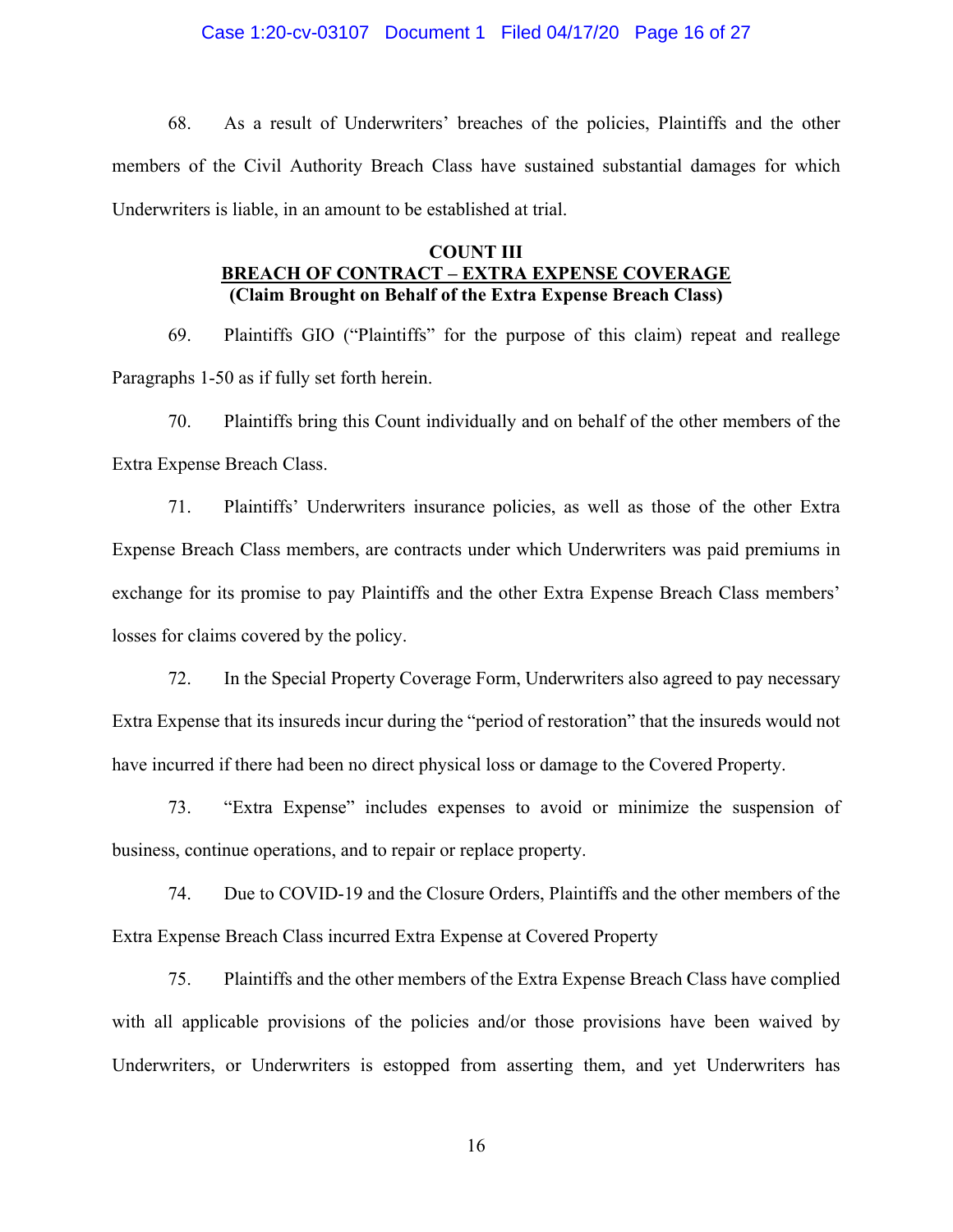68. As a result of Underwriters' breaches of the policies, Plaintiffs and the other members of the Civil Authority Breach Class have sustained substantial damages for which Underwriters is liable, in an amount to be established at trial.

**COUNT III**
**<u>BREACH OF CONTRACT – EXTRA EXPENSE COVERAGE</u>**
**(Claim Brought on Behalf of the Extra Expense Breach Class)**

69. Plaintiffs GIO ("Plaintiffs" for the purpose of this claim) repeat and reallege Paragraphs 1-50 as if fully set forth herein.

70. Plaintiffs bring this Count individually and on behalf of the other members of the Extra Expense Breach Class.

71. Plaintiffs' Underwriters insurance policies, as well as those of the other Extra Expense Breach Class members, are contracts under which Underwriters was paid premiums in exchange for its promise to pay Plaintiffs and the other Extra Expense Breach Class members' losses for claims covered by the policy.

72. In the Special Property Coverage Form, Underwriters also agreed to pay necessary Extra Expense that its insureds incur during the "period of restoration" that the insureds would not have incurred if there had been no direct physical loss or damage to the Covered Property.

73. "Extra Expense" includes expenses to avoid or minimize the suspension of business, continue operations, and to repair or replace property.

74. Due to COVID-19 and the Closure Orders, Plaintiffs and the other members of the Extra Expense Breach Class incurred Extra Expense at Covered Property

75. Plaintiffs and the other members of the Extra Expense Breach Class have complied with all applicable provisions of the policies and/or those provisions have been waived by Underwriters, or Underwriters is estopped from asserting them, and yet Underwriters has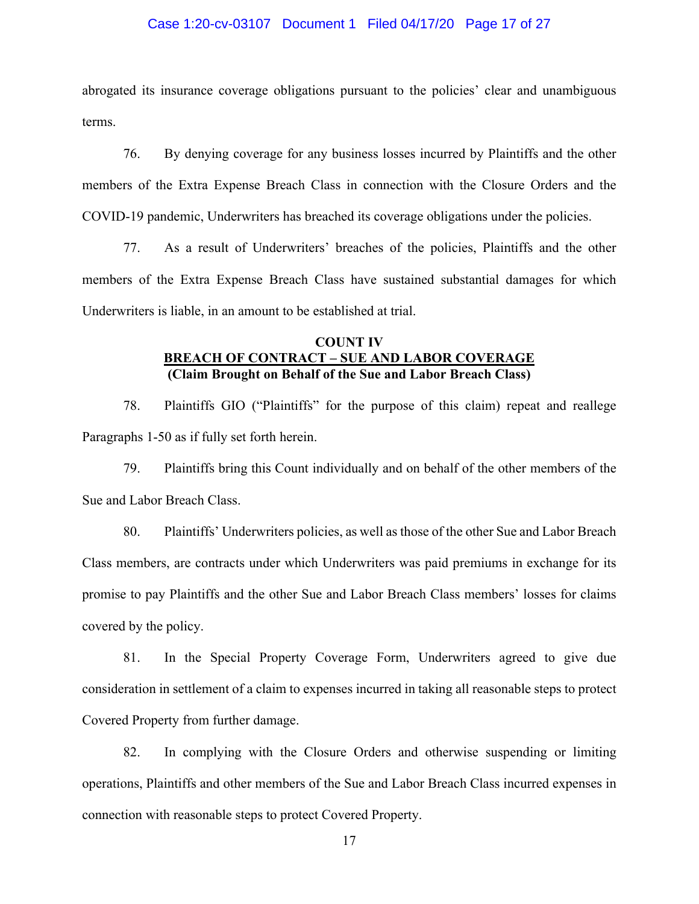abrogated its insurance coverage obligations pursuant to the policies' clear and unambiguous terms.

76. By denying coverage for any business losses incurred by Plaintiffs and the other members of the Extra Expense Breach Class in connection with the Closure Orders and the COVID-19 pandemic, Underwriters has breached its coverage obligations under the policies.

77. As a result of Underwriters' breaches of the policies, Plaintiffs and the other members of the Extra Expense Breach Class have sustained substantial damages for which Underwriters is liable, in an amount to be established at trial.

**COUNT IV**
**<u>BREACH OF CONTRACT – SUE AND LABOR COVERAGE</u>**
**(Claim Brought on Behalf of the Sue and Labor Breach Class)**

78. Plaintiffs GIO ("Plaintiffs" for the purpose of this claim) repeat and reallege Paragraphs 1-50 as if fully set forth herein.

79. Plaintiffs bring this Count individually and on behalf of the other members of the Sue and Labor Breach Class.

80. Plaintiffs' Underwriters policies, as well as those of the other Sue and Labor Breach Class members, are contracts under which Underwriters was paid premiums in exchange for its promise to pay Plaintiffs and the other Sue and Labor Breach Class members' losses for claims covered by the policy.

81. In the Special Property Coverage Form, Underwriters agreed to give due consideration in settlement of a claim to expenses incurred in taking all reasonable steps to protect Covered Property from further damage.

82. In complying with the Closure Orders and otherwise suspending or limiting operations, Plaintiffs and other members of the Sue and Labor Breach Class incurred expenses in connection with reasonable steps to protect Covered Property.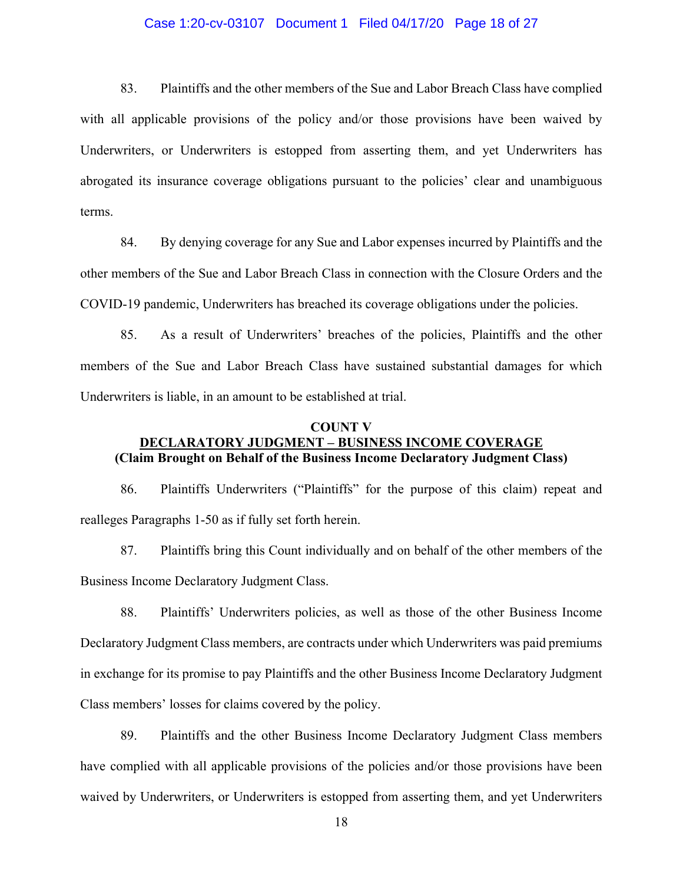83. Plaintiffs and the other members of the Sue and Labor Breach Class have complied with all applicable provisions of the policy and/or those provisions have been waived by Underwriters, or Underwriters is estopped from asserting them, and yet Underwriters has abrogated its insurance coverage obligations pursuant to the policies' clear and unambiguous terms.

84. By denying coverage for any Sue and Labor expenses incurred by Plaintiffs and the other members of the Sue and Labor Breach Class in connection with the Closure Orders and the COVID-19 pandemic, Underwriters has breached its coverage obligations under the policies.

85. As a result of Underwriters' breaches of the policies, Plaintiffs and the other members of the Sue and Labor Breach Class have sustained substantial damages for which Underwriters is liable, in an amount to be established at trial.

**COUNT V**

**DECLARATORY JUDGMENT – BUSINESS INCOME COVERAGE**

**(Claim Brought on Behalf of the Business Income Declaratory Judgment Class)**

86. Plaintiffs Underwriters ("Plaintiffs" for the purpose of this claim) repeat and realleges Paragraphs 1-50 as if fully set forth herein.

87. Plaintiffs bring this Count individually and on behalf of the other members of the Business Income Declaratory Judgment Class.

88. Plaintiffs' Underwriters policies, as well as those of the other Business Income Declaratory Judgment Class members, are contracts under which Underwriters was paid premiums in exchange for its promise to pay Plaintiffs and the other Business Income Declaratory Judgment Class members' losses for claims covered by the policy.

89. Plaintiffs and the other Business Income Declaratory Judgment Class members have complied with all applicable provisions of the policies and/or those provisions have been waived by Underwriters, or Underwriters is estopped from asserting them, and yet Underwriters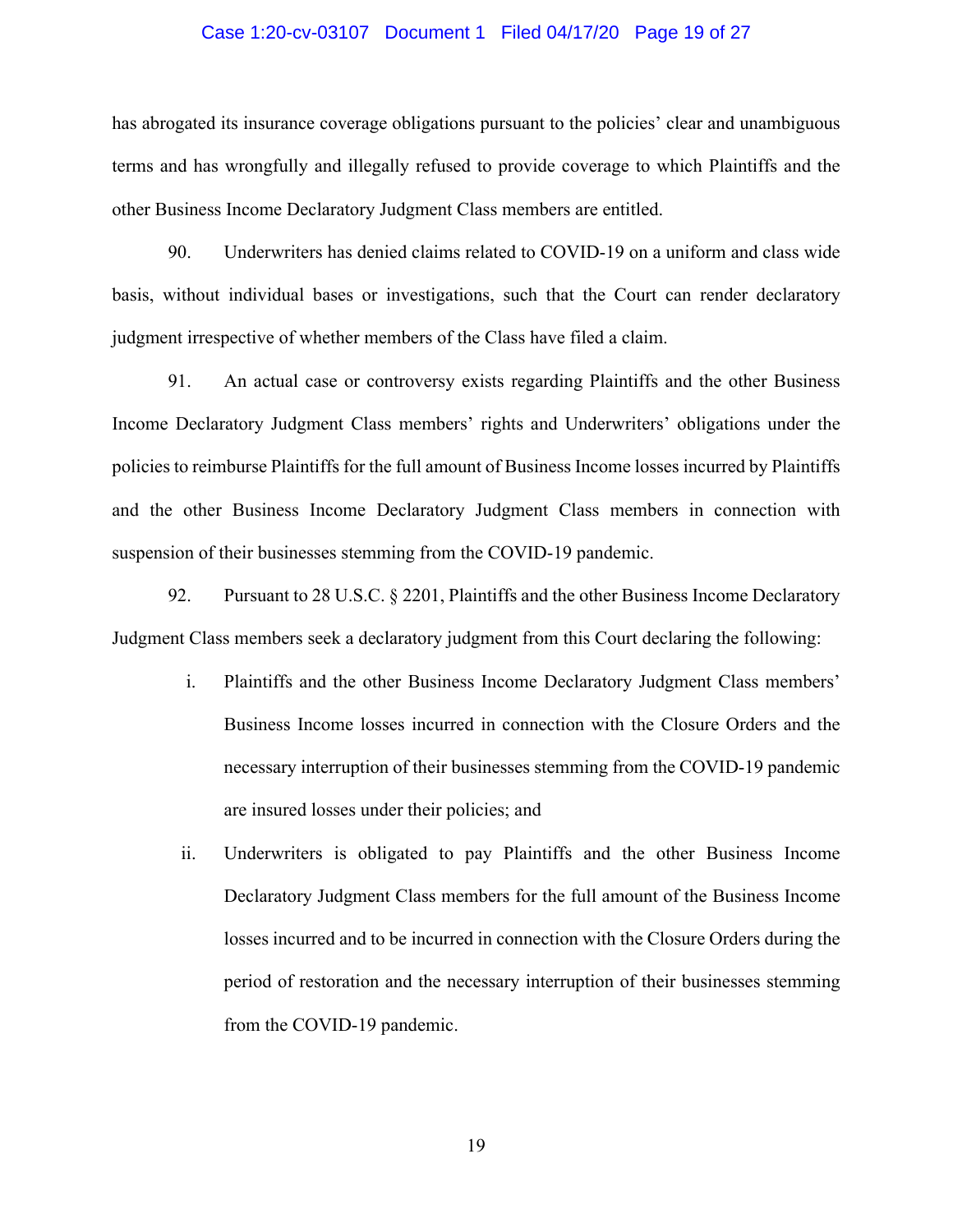has abrogated its insurance coverage obligations pursuant to the policies' clear and unambiguous terms and has wrongfully and illegally refused to provide coverage to which Plaintiffs and the other Business Income Declaratory Judgment Class members are entitled.

90. Underwriters has denied claims related to COVID-19 on a uniform and class wide basis, without individual bases or investigations, such that the Court can render declaratory judgment irrespective of whether members of the Class have filed a claim.

91. An actual case or controversy exists regarding Plaintiffs and the other Business Income Declaratory Judgment Class members' rights and Underwriters' obligations under the policies to reimburse Plaintiffs for the full amount of Business Income losses incurred by Plaintiffs and the other Business Income Declaratory Judgment Class members in connection with suspension of their businesses stemming from the COVID-19 pandemic.

92. Pursuant to 28 U.S.C. § 2201, Plaintiffs and the other Business Income Declaratory Judgment Class members seek a declaratory judgment from this Court declaring the following:

i. Plaintiffs and the other Business Income Declaratory Judgment Class members' Business Income losses incurred in connection with the Closure Orders and the necessary interruption of their businesses stemming from the COVID-19 pandemic are insured losses under their policies; and

ii. Underwriters is obligated to pay Plaintiffs and the other Business Income Declaratory Judgment Class members for the full amount of the Business Income losses incurred and to be incurred in connection with the Closure Orders during the period of restoration and the necessary interruption of their businesses stemming from the COVID-19 pandemic.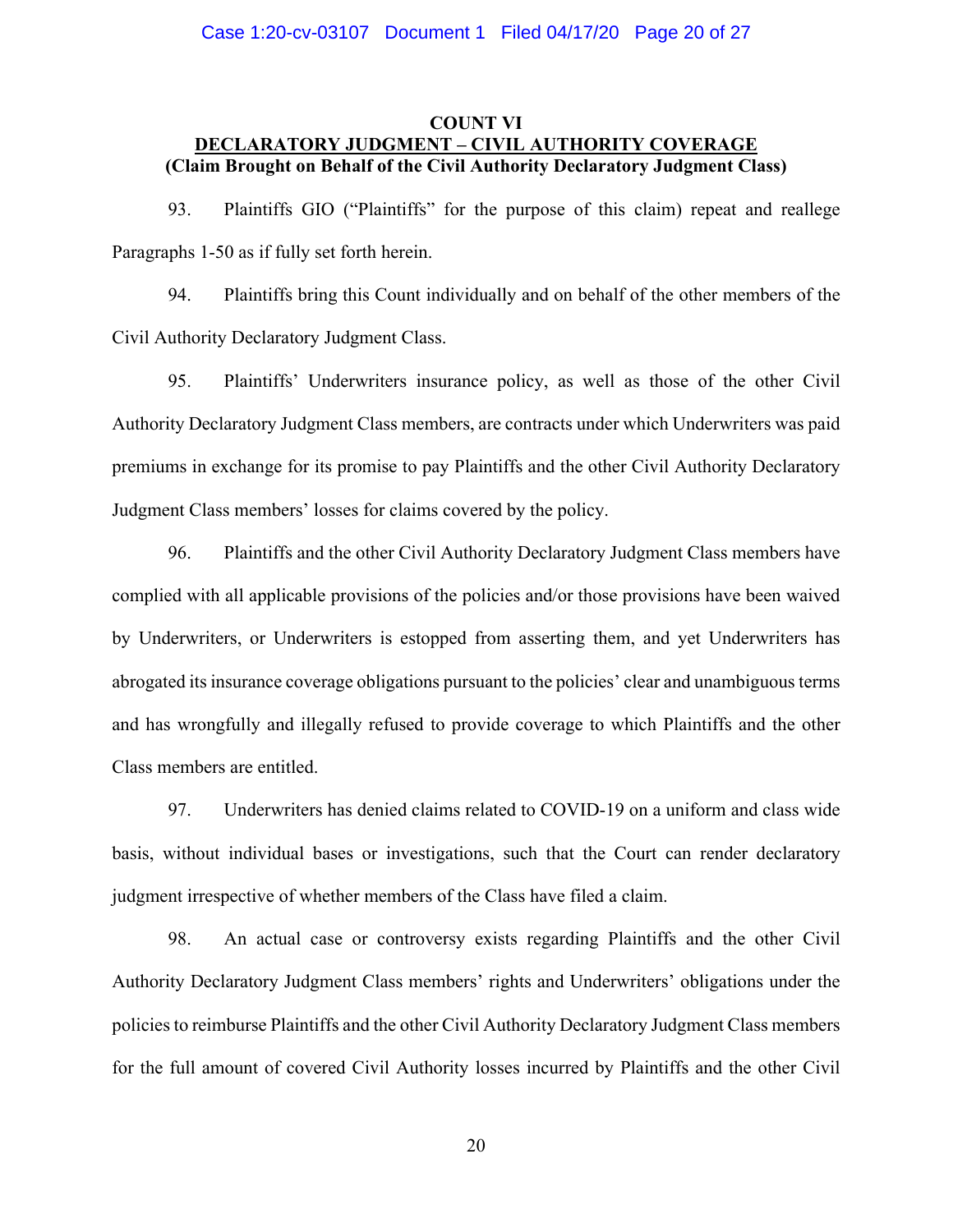**COUNT VI**

**DECLARATORY JUDGMENT – CIVIL AUTHORITY COVERAGE**

**(Claim Brought on Behalf of the Civil Authority Declaratory Judgment Class)**

93. Plaintiffs GIO ("Plaintiffs" for the purpose of this claim) repeat and reallege Paragraphs 1-50 as if fully set forth herein.

94. Plaintiffs bring this Count individually and on behalf of the other members of the Civil Authority Declaratory Judgment Class.

95. Plaintiffs' Underwriters insurance policy, as well as those of the other Civil Authority Declaratory Judgment Class members, are contracts under which Underwriters was paid premiums in exchange for its promise to pay Plaintiffs and the other Civil Authority Declaratory Judgment Class members' losses for claims covered by the policy.

96. Plaintiffs and the other Civil Authority Declaratory Judgment Class members have complied with all applicable provisions of the policies and/or those provisions have been waived by Underwriters, or Underwriters is estopped from asserting them, and yet Underwriters has abrogated its insurance coverage obligations pursuant to the policies' clear and unambiguous terms and has wrongfully and illegally refused to provide coverage to which Plaintiffs and the other Class members are entitled.

97. Underwriters has denied claims related to COVID-19 on a uniform and class wide basis, without individual bases or investigations, such that the Court can render declaratory judgment irrespective of whether members of the Class have filed a claim.

98. An actual case or controversy exists regarding Plaintiffs and the other Civil Authority Declaratory Judgment Class members' rights and Underwriters' obligations under the policies to reimburse Plaintiffs and the other Civil Authority Declaratory Judgment Class members for the full amount of covered Civil Authority losses incurred by Plaintiffs and the other Civil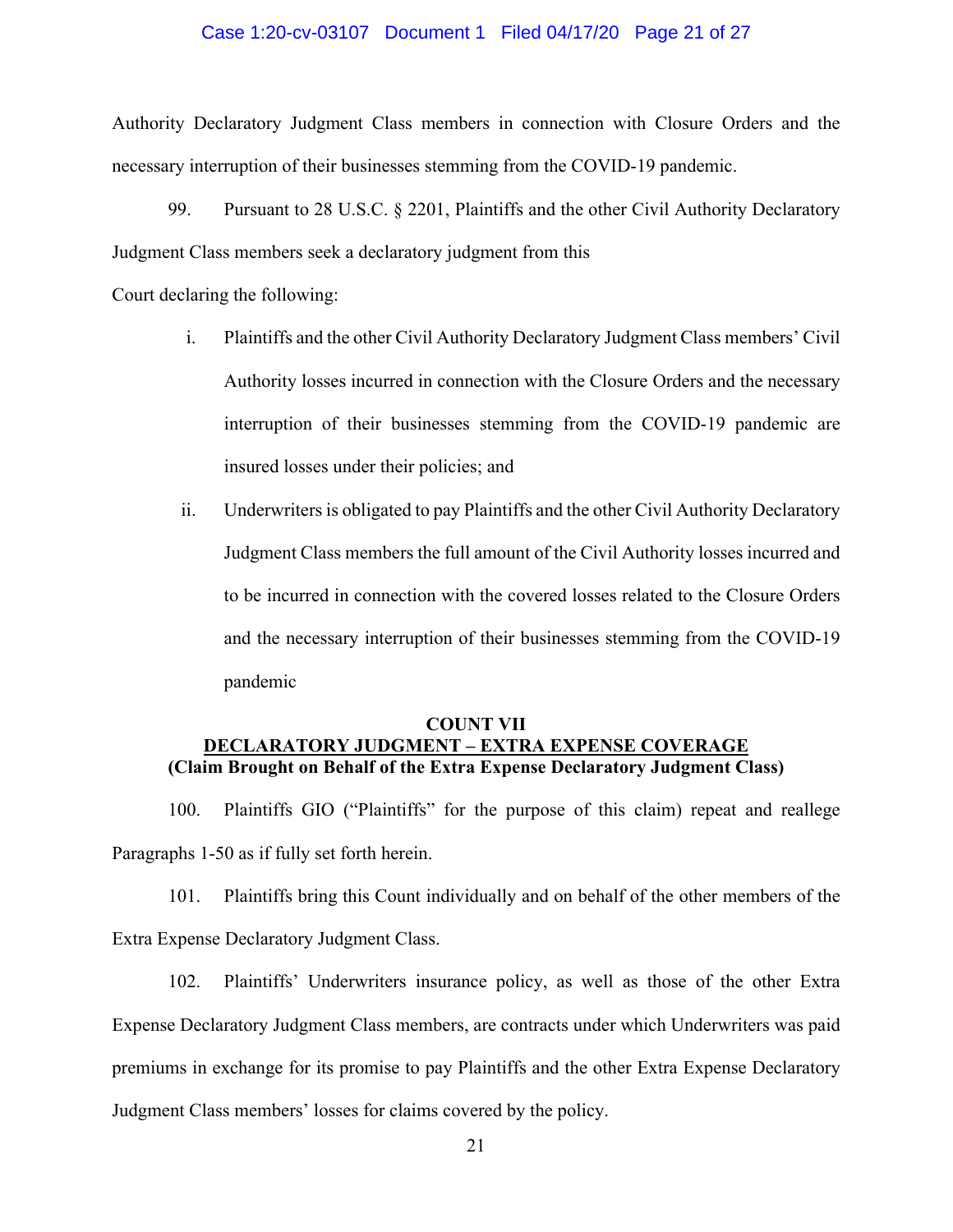Authority Declaratory Judgment Class members in connection with Closure Orders and the necessary interruption of their businesses stemming from the COVID-19 pandemic.

99. Pursuant to 28 U.S.C. § 2201, Plaintiffs and the other Civil Authority Declaratory Judgment Class members seek a declaratory judgment from this Court declaring the following:

i. Plaintiffs and the other Civil Authority Declaratory Judgment Class members' Civil Authority losses incurred in connection with the Closure Orders and the necessary interruption of their businesses stemming from the COVID-19 pandemic are insured losses under their policies; and

ii. Underwriters is obligated to pay Plaintiffs and the other Civil Authority Declaratory Judgment Class members the full amount of the Civil Authority losses incurred and to be incurred in connection with the covered losses related to the Closure Orders and the necessary interruption of their businesses stemming from the COVID-19 pandemic

**COUNT VII**
**DECLARATORY JUDGMENT – EXTRA EXPENSE COVERAGE**
**(Claim Brought on Behalf of the Extra Expense Declaratory Judgment Class)**

100. Plaintiffs GIO ("Plaintiffs" for the purpose of this claim) repeat and reallege Paragraphs 1-50 as if fully set forth herein.

101. Plaintiffs bring this Count individually and on behalf of the other members of the Extra Expense Declaratory Judgment Class.

102. Plaintiffs' Underwriters insurance policy, as well as those of the other Extra Expense Declaratory Judgment Class members, are contracts under which Underwriters was paid premiums in exchange for its promise to pay Plaintiffs and the other Extra Expense Declaratory Judgment Class members' losses for claims covered by the policy.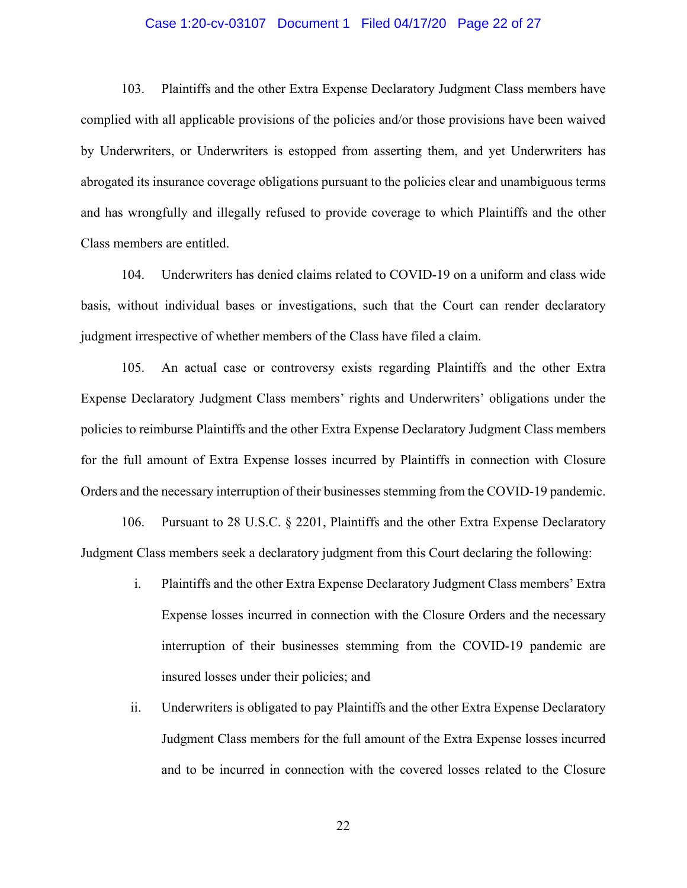103. Plaintiffs and the other Extra Expense Declaratory Judgment Class members have complied with all applicable provisions of the policies and/or those provisions have been waived by Underwriters, or Underwriters is estopped from asserting them, and yet Underwriters has abrogated its insurance coverage obligations pursuant to the policies clear and unambiguous terms and has wrongfully and illegally refused to provide coverage to which Plaintiffs and the other Class members are entitled.

104. Underwriters has denied claims related to COVID-19 on a uniform and class wide basis, without individual bases or investigations, such that the Court can render declaratory judgment irrespective of whether members of the Class have filed a claim.

105. An actual case or controversy exists regarding Plaintiffs and the other Extra Expense Declaratory Judgment Class members' rights and Underwriters' obligations under the policies to reimburse Plaintiffs and the other Extra Expense Declaratory Judgment Class members for the full amount of Extra Expense losses incurred by Plaintiffs in connection with Closure Orders and the necessary interruption of their businesses stemming from the COVID-19 pandemic.

106. Pursuant to 28 U.S.C. § 2201, Plaintiffs and the other Extra Expense Declaratory Judgment Class members seek a declaratory judgment from this Court declaring the following:

i. Plaintiffs and the other Extra Expense Declaratory Judgment Class members' Extra Expense losses incurred in connection with the Closure Orders and the necessary interruption of their businesses stemming from the COVID-19 pandemic are insured losses under their policies; and

ii. Underwriters is obligated to pay Plaintiffs and the other Extra Expense Declaratory Judgment Class members for the full amount of the Extra Expense losses incurred and to be incurred in connection with the covered losses related to the Closure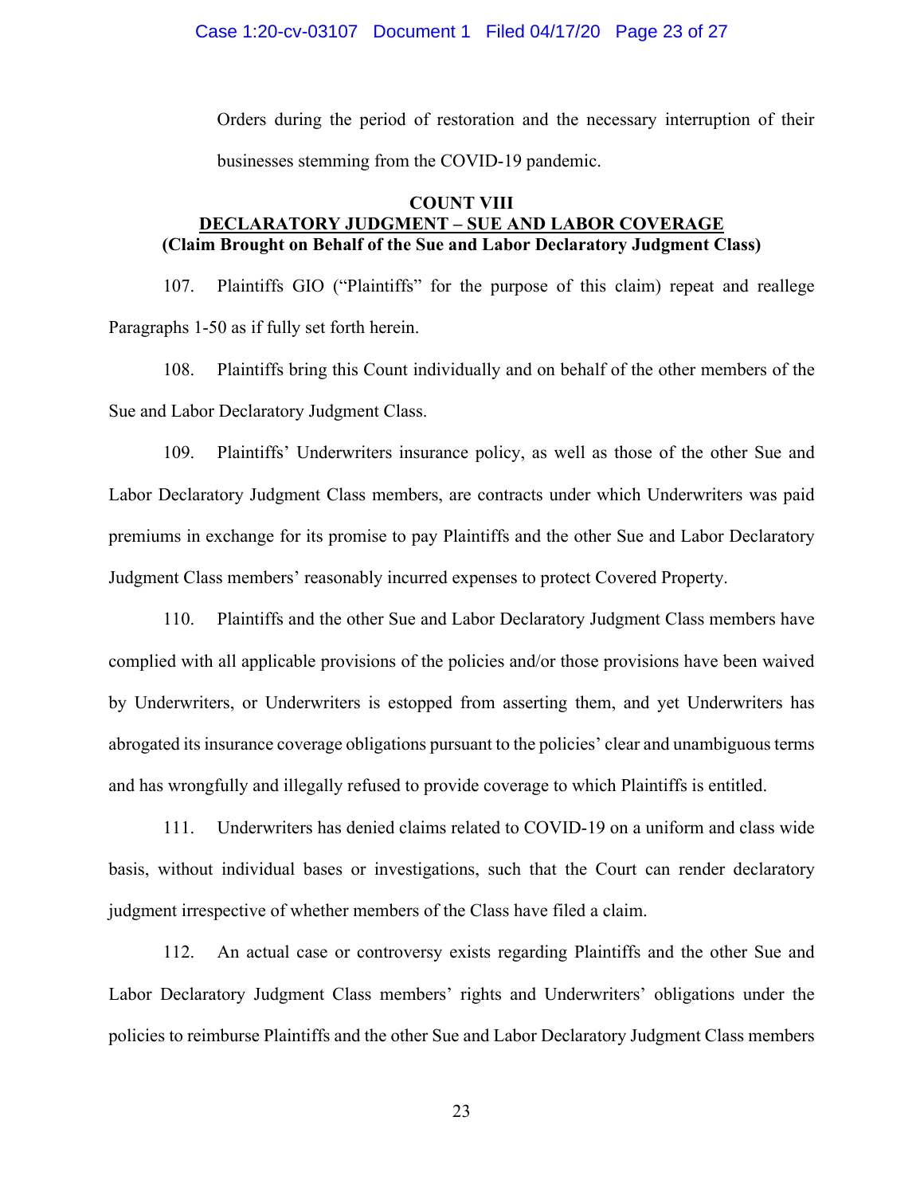Orders during the period of restoration and the necessary interruption of their businesses stemming from the COVID-19 pandemic.

**COUNT VIII**
**DECLARATORY JUDGMENT – SUE AND LABOR COVERAGE**
**(Claim Brought on Behalf of the Sue and Labor Declaratory Judgment Class)**

107. Plaintiffs GIO ("Plaintiffs" for the purpose of this claim) repeat and reallege Paragraphs 1-50 as if fully set forth herein.

108. Plaintiffs bring this Count individually and on behalf of the other members of the Sue and Labor Declaratory Judgment Class.

109. Plaintiffs' Underwriters insurance policy, as well as those of the other Sue and Labor Declaratory Judgment Class members, are contracts under which Underwriters was paid premiums in exchange for its promise to pay Plaintiffs and the other Sue and Labor Declaratory Judgment Class members' reasonably incurred expenses to protect Covered Property.

110. Plaintiffs and the other Sue and Labor Declaratory Judgment Class members have complied with all applicable provisions of the policies and/or those provisions have been waived by Underwriters, or Underwriters is estopped from asserting them, and yet Underwriters has abrogated its insurance coverage obligations pursuant to the policies' clear and unambiguous terms and has wrongfully and illegally refused to provide coverage to which Plaintiffs is entitled.

111. Underwriters has denied claims related to COVID-19 on a uniform and class wide basis, without individual bases or investigations, such that the Court can render declaratory judgment irrespective of whether members of the Class have filed a claim.

112. An actual case or controversy exists regarding Plaintiffs and the other Sue and Labor Declaratory Judgment Class members' rights and Underwriters' obligations under the policies to reimburse Plaintiffs and the other Sue and Labor Declaratory Judgment Class members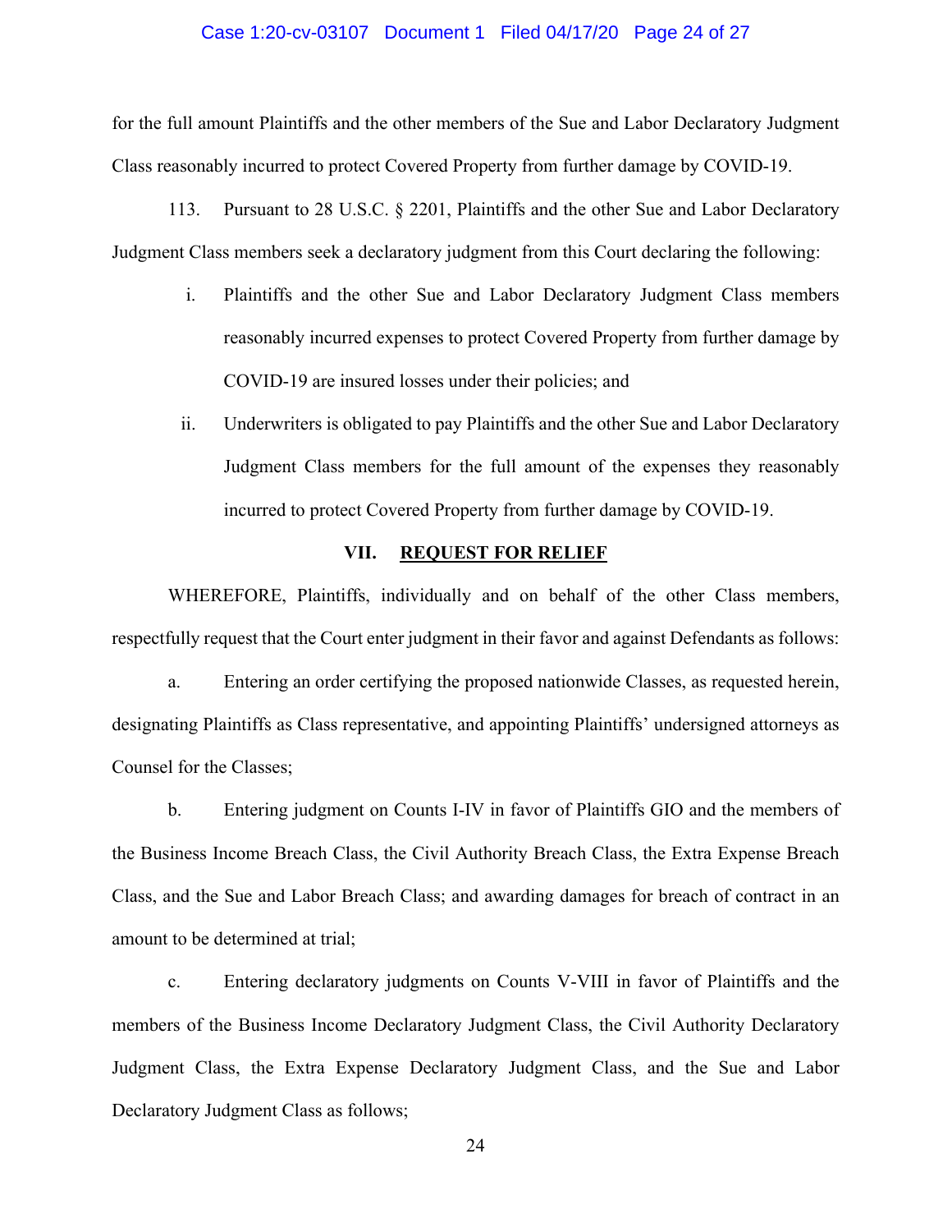for the full amount Plaintiffs and the other members of the Sue and Labor Declaratory Judgment Class reasonably incurred to protect Covered Property from further damage by COVID-19.

113. Pursuant to 28 U.S.C. § 2201, Plaintiffs and the other Sue and Labor Declaratory Judgment Class members seek a declaratory judgment from this Court declaring the following:

i. Plaintiffs and the other Sue and Labor Declaratory Judgment Class members reasonably incurred expenses to protect Covered Property from further damage by COVID-19 are insured losses under their policies; and

ii. Underwriters is obligated to pay Plaintiffs and the other Sue and Labor Declaratory Judgment Class members for the full amount of the expenses they reasonably incurred to protect Covered Property from further damage by COVID-19.

## VII. REQUEST FOR RELIEF

WHEREFORE, Plaintiffs, individually and on behalf of the other Class members, respectfully request that the Court enter judgment in their favor and against Defendants as follows:

a. Entering an order certifying the proposed nationwide Classes, as requested herein, designating Plaintiffs as Class representative, and appointing Plaintiffs' undersigned attorneys as Counsel for the Classes;

b. Entering judgment on Counts I-IV in favor of Plaintiffs GIO and the members of the Business Income Breach Class, the Civil Authority Breach Class, the Extra Expense Breach Class, and the Sue and Labor Breach Class; and awarding damages for breach of contract in an amount to be determined at trial;

c. Entering declaratory judgments on Counts V-VIII in favor of Plaintiffs and the members of the Business Income Declaratory Judgment Class, the Civil Authority Declaratory Judgment Class, the Extra Expense Declaratory Judgment Class, and the Sue and Labor Declaratory Judgment Class as follows;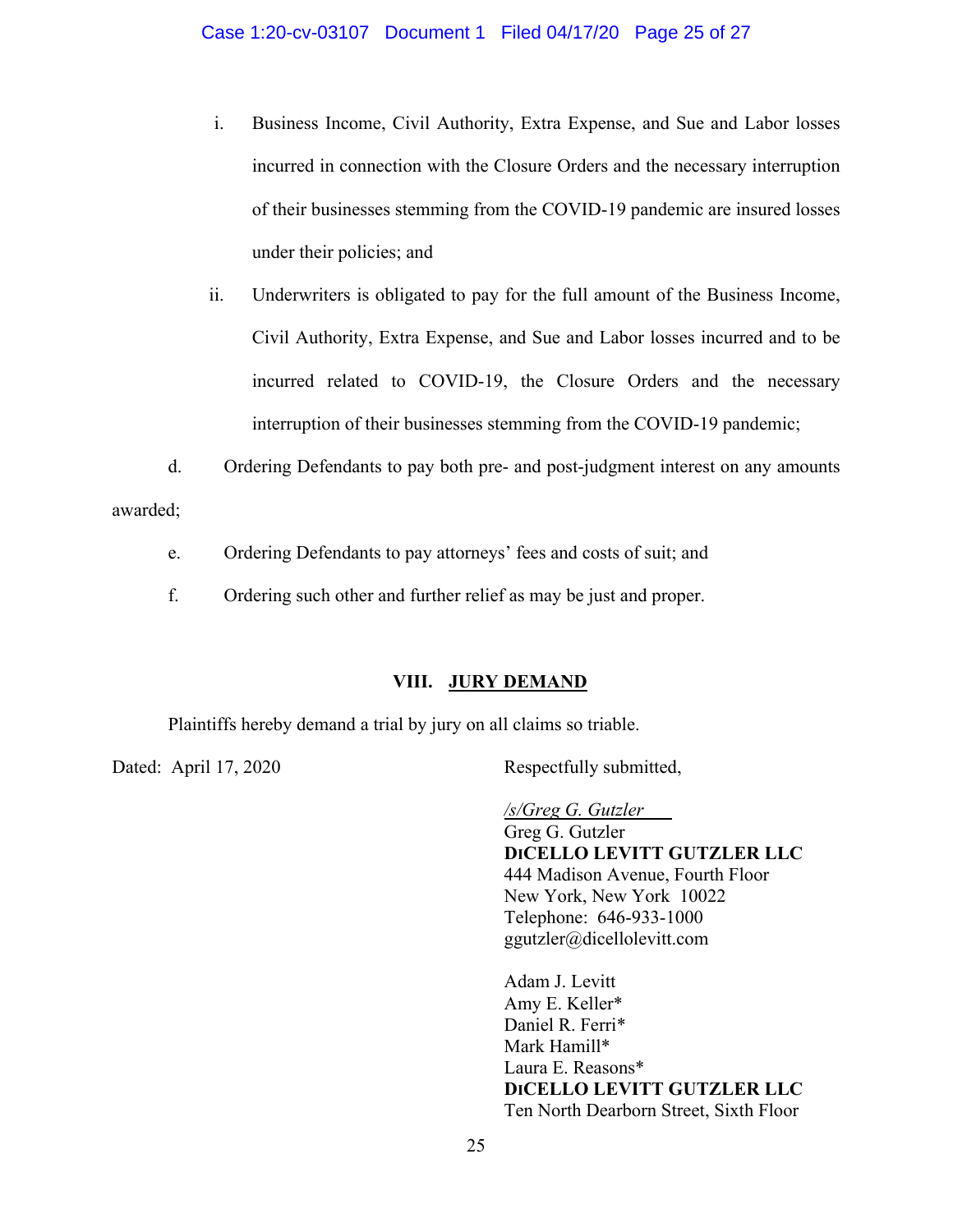i. Business Income, Civil Authority, Extra Expense, and Sue and Labor losses incurred in connection with the Closure Orders and the necessary interruption of their businesses stemming from the COVID-19 pandemic are insured losses under their policies; and

ii. Underwriters is obligated to pay for the full amount of the Business Income, Civil Authority, Extra Expense, and Sue and Labor losses incurred and to be incurred related to COVID-19, the Closure Orders and the necessary interruption of their businesses stemming from the COVID-19 pandemic;

d. Ordering Defendants to pay both pre- and post-judgment interest on any amounts awarded;

e. Ordering Defendants to pay attorneys' fees and costs of suit; and

f. Ordering such other and further relief as may be just and proper.

## VIII. JURY DEMAND

Plaintiffs hereby demand a trial by jury on all claims so triable.

Dated: April 17, 2020

Respectfully submitted,

*/s/Greg G. Gutzler*
Greg G. Gutzler
**DICELLO LEVITT GUTZLER LLC**
444 Madison Avenue, Fourth Floor
New York, New York 10022
Telephone: 646-933-1000
ggutzler@dicellolevitt.com

Adam J. Levitt
Amy E. Keller*
Daniel R. Ferri*
Mark Hamill*
Laura E. Reasons*
**DICELLO LEVITT GUTZLER LLC**
Ten North Dearborn Street, Sixth Floor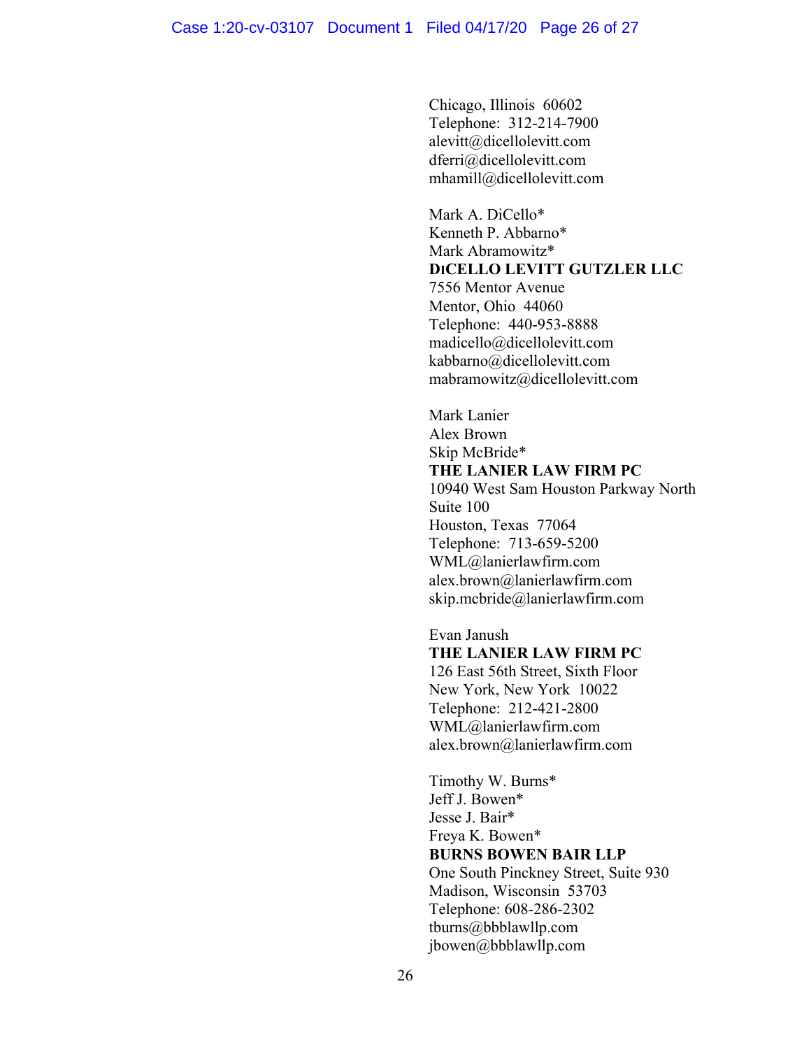Chicago, Illinois 60602
Telephone: 312-214-7900
alevitt@dicellolevitt.com
dferri@dicellolevitt.com
mhamill@dicellolevitt.com

Mark A. DiCello*
Kenneth P. Abbarno*
Mark Abramowitz*
**DICELLO LEVITT GUTZLER LLC**
7556 Mentor Avenue
Mentor, Ohio 44060
Telephone: 440-953-8888
madicello@dicellolevitt.com
kabbarno@dicellolevitt.com
mabramowitz@dicellolevitt.com

Mark Lanier
Alex Brown
Skip McBride*
**THE LANIER LAW FIRM PC**
10940 West Sam Houston Parkway North
Suite 100
Houston, Texas 77064
Telephone: 713-659-5200
WML@lanierlawfirm.com
alex.brown@lanierlawfirm.com
skip.mcbride@lanierlawfirm.com

Evan Janush
**THE LANIER LAW FIRM PC**
126 East 56th Street, Sixth Floor
New York, New York 10022
Telephone: 212-421-2800
WML@lanierlawfirm.com
alex.brown@lanierlawfirm.com

Timothy W. Burns*
Jeff J. Bowen*
Jesse J. Bair*
Freya K. Bowen*
**BURNS BOWEN BAIR LLP**
One South Pinckney Street, Suite 930
Madison, Wisconsin 53703
Telephone: 608-286-2302
tburns@bbblawllp.com
jbowen@bbblawllp.com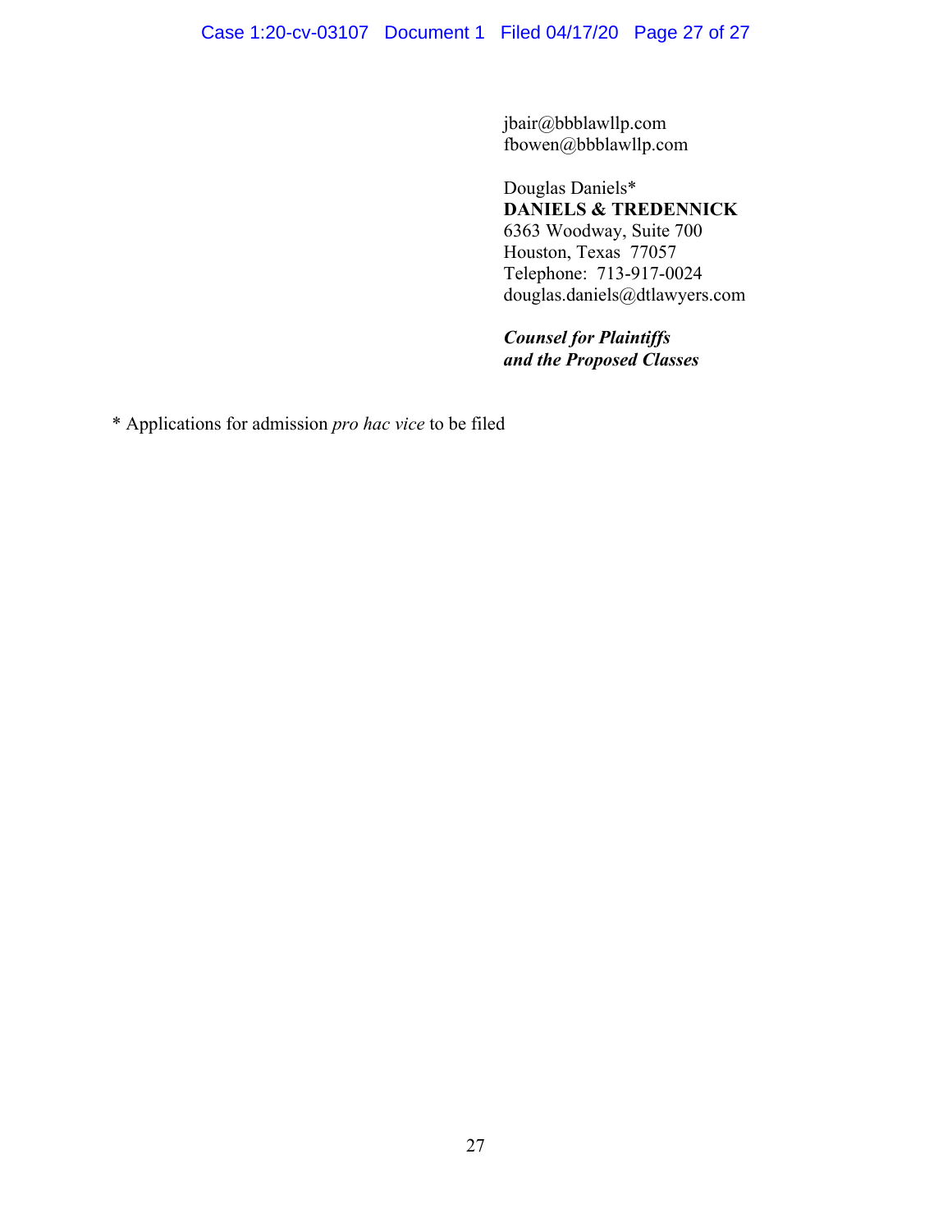jbair@bbblawllp.com
fbowen@bbblawllp.com

Douglas Daniels*
**DANIELS & TREDENNICK**
6363 Woodway, Suite 700
Houston, Texas 77057
Telephone: 713-917-0024
douglas.daniels@dtlawyers.com

***Counsel for Plaintiffs and the Proposed Classes***

* Applications for admission *pro hac vice* to be filed